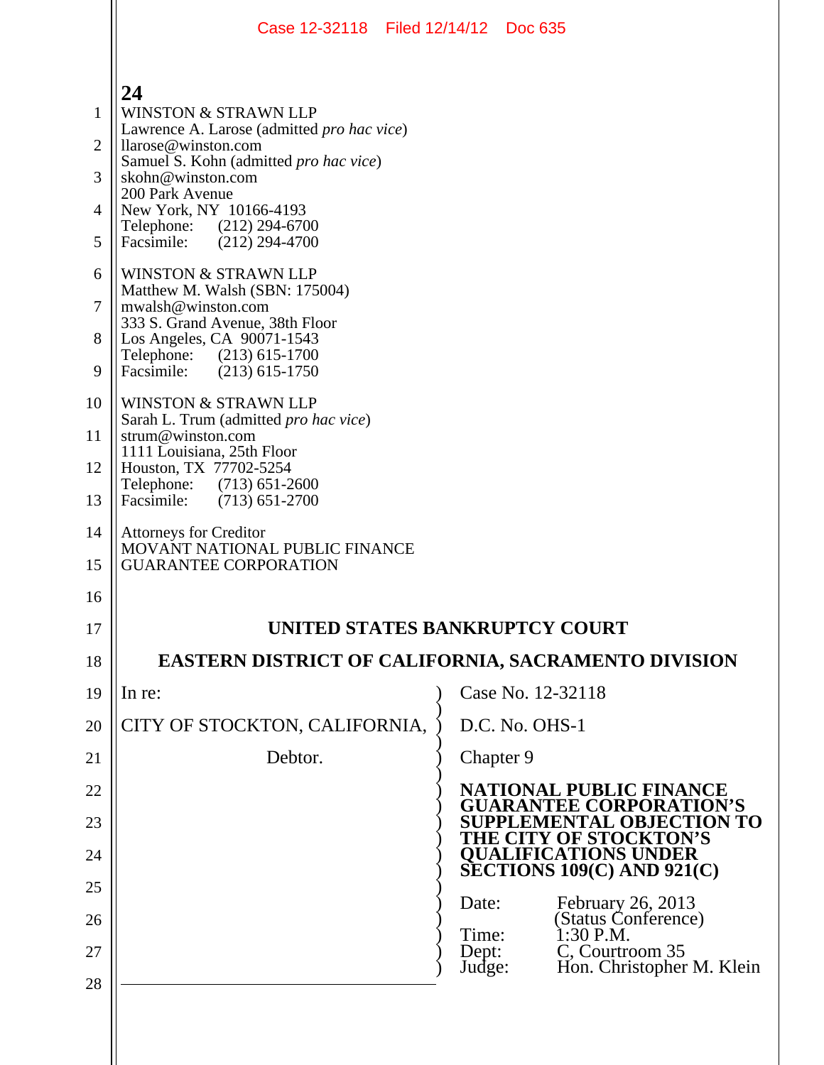WINSTON & STRAWN LLP
Lawrence A. Larose (admitted *pro hac vice*)
llarose@winston.com
Samuel S. Kohn (admitted *pro hac vice*)
skohn@winston.com
200 Park Avenue
New York, NY 10166-4193
Telephone: (212) 294-6700
Facsimile: (212) 294-4700

WINSTON & STRAWN LLP
Matthew M. Walsh (SBN: 175004)
mwalsh@winston.com
333 S. Grand Avenue, 38th Floor
Los Angeles, CA 90071-1543
Telephone: (213) 615-1700
Facsimile: (213) 615-1750

WINSTON & STRAWN LLP
Sarah L. Trum (admitted *pro hac vice*)
strum@winston.com
1111 Louisiana, 25th Floor
Houston, TX 77702-5254
Telephone: (713) 651-2600
Facsimile: (713) 651-2700

Attorneys for Creditor
MOVANT NATIONAL PUBLIC FINANCE
GUARANTEE CORPORATION

**UNITED STATES BANKRUPTCY COURT**

**EASTERN DISTRICT OF CALIFORNIA, SACRAMENTO DIVISION**

In re:

CITY OF STOCKTON, CALIFORNIA,

Debtor.

Case No. 12-32118

D.C. No. OHS-1

Chapter 9

**NATIONAL PUBLIC FINANCE GUARANTEE CORPORATION'S SUPPLEMENTAL OBJECTION TO THE CITY OF STOCKTON'S QUALIFICATIONS UNDER SECTIONS 109(C) AND 921(C)**

Date: February 26, 2013 (Status Conference)
Time: 1:30 P.M.
Dept: C, Courtroom 35
Judge: Hon. Christopher M. Klein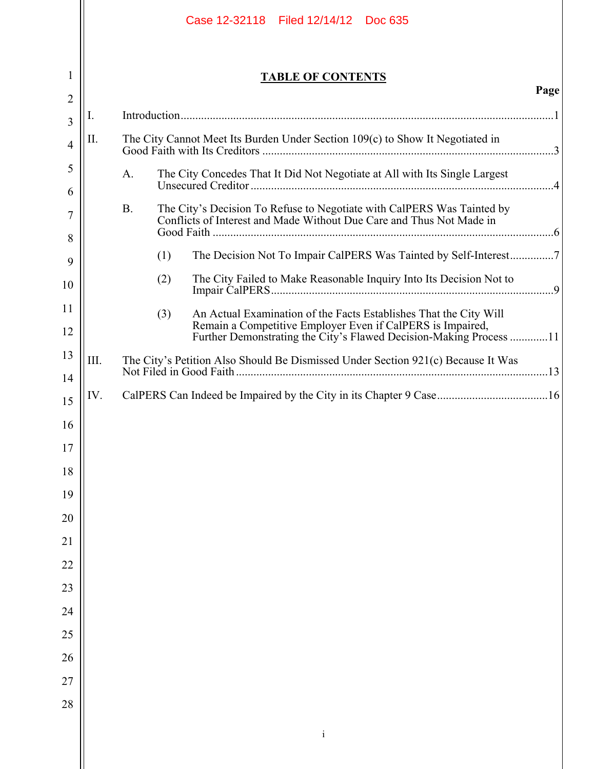# TABLE OF CONTENTS

**Page**

I. Introduction ..... 1

II. The City Cannot Meet Its Burden Under Section 109(c) to Show It Negotiated in Good Faith with Its Creditors ..... 3

- A. The City Concedes That It Did Not Negotiate at All with Its Single Largest Unsecured Creditor ..... 4
- B. The City's Decision To Refuse to Negotiate with CalPERS Was Tainted by Conflicts of Interest and Made Without Due Care and Thus Not Made in Good Faith ..... 6
  - (1) The Decision Not To Impair CalPERS Was Tainted by Self-Interest ..... 7
  - (2) The City Failed to Make Reasonable Inquiry Into Its Decision Not to Impair CalPERS ..... 9
  - (3) An Actual Examination of the Facts Establishes That the City Will Remain a Competitive Employer Even if CalPERS is Impaired, Further Demonstrating the City's Flawed Decision-Making Process ..... 11

III. The City's Petition Also Should Be Dismissed Under Section 921(c) Because It Was Not Filed in Good Faith ..... 13

IV. CalPERS Can Indeed be Impaired by the City in its Chapter 9 Case ..... 16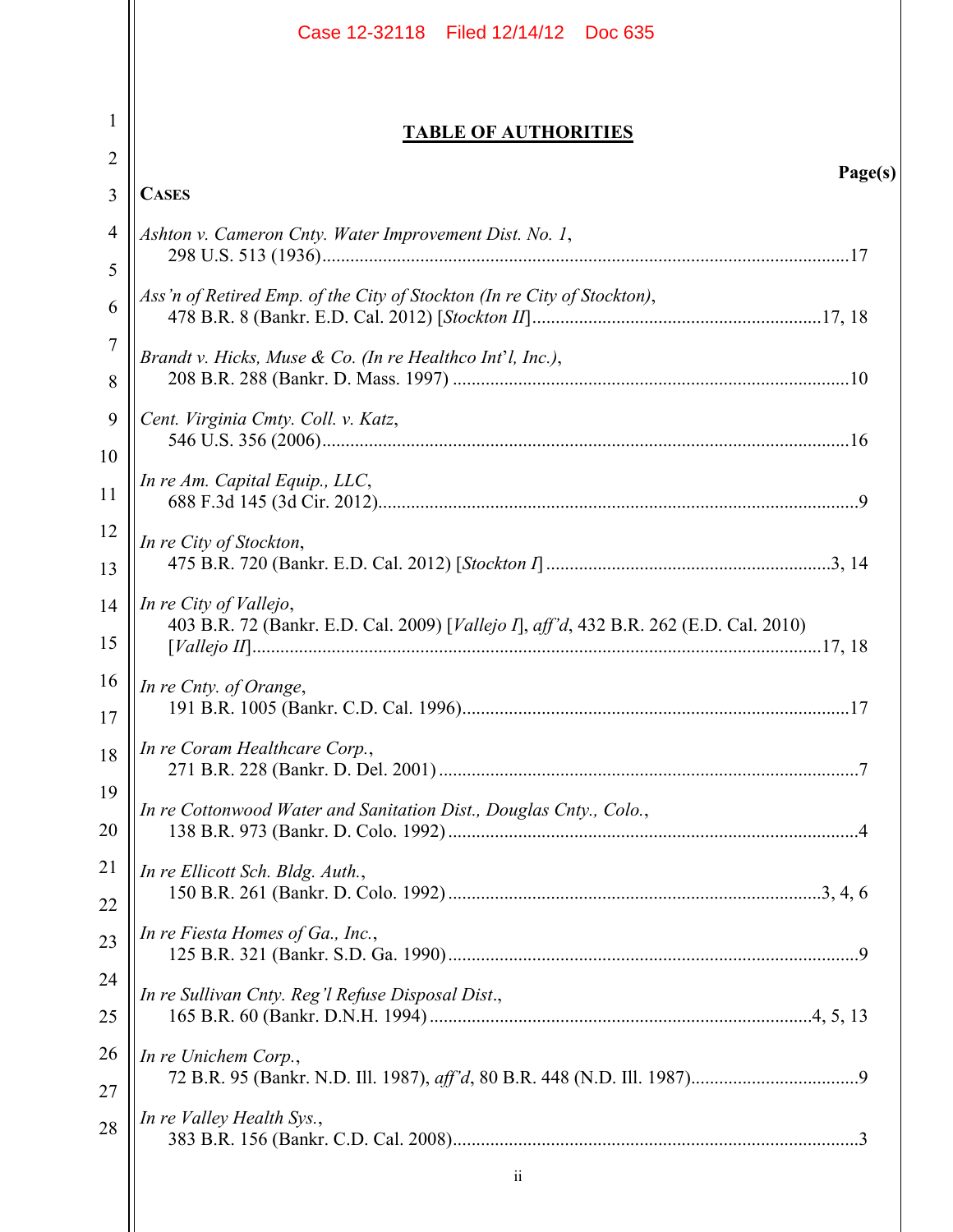## TABLE OF AUTHORITIES

**Page(s)**

**CASES**

*Ashton v. Cameron Cnty. Water Improvement Dist. No. 1*,
298 U.S. 513 (1936) ... 17

*Ass'n of Retired Emp. of the City of Stockton (In re City of Stockton)*,
478 B.R. 8 (Bankr. E.D. Cal. 2012) [*Stockton II*] ... 17, 18

*Brandt v. Hicks, Muse & Co. (In re Healthco Int'l, Inc.)*,
208 B.R. 288 (Bankr. D. Mass. 1997) ... 10

*Cent. Virginia Cmty. Coll. v. Katz*,
546 U.S. 356 (2006) ... 16

*In re Am. Capital Equip., LLC*,
688 F.3d 145 (3d Cir. 2012) ... 9

*In re City of Stockton*,
475 B.R. 720 (Bankr. E.D. Cal. 2012) [*Stockton I*] ... 3, 14

*In re City of Vallejo*,
403 B.R. 72 (Bankr. E.D. Cal. 2009) [*Vallejo I*], *aff'd*, 432 B.R. 262 (E.D. Cal. 2010) [*Vallejo II*] ... 17, 18

*In re Cnty. of Orange*,
191 B.R. 1005 (Bankr. C.D. Cal. 1996) ... 17

*In re Coram Healthcare Corp.*,
271 B.R. 228 (Bankr. D. Del. 2001) ... 7

*In re Cottonwood Water and Sanitation Dist., Douglas Cnty., Colo.*,
138 B.R. 973 (Bankr. D. Colo. 1992) ... 4

*In re Ellicott Sch. Bldg. Auth.*,
150 B.R. 261 (Bankr. D. Colo. 1992) ... 3, 4, 6

*In re Fiesta Homes of Ga., Inc.*,
125 B.R. 321 (Bankr. S.D. Ga. 1990) ... 9

*In re Sullivan Cnty. Reg'l Refuse Disposal Dist.*,
165 B.R. 60 (Bankr. D.N.H. 1994) ... 4, 5, 13

*In re Unichem Corp.*,
72 B.R. 95 (Bankr. N.D. Ill. 1987), *aff'd*, 80 B.R. 448 (N.D. Ill. 1987) ... 9

*In re Valley Health Sys.*,
383 B.R. 156 (Bankr. C.D. Cal 2008) ... 3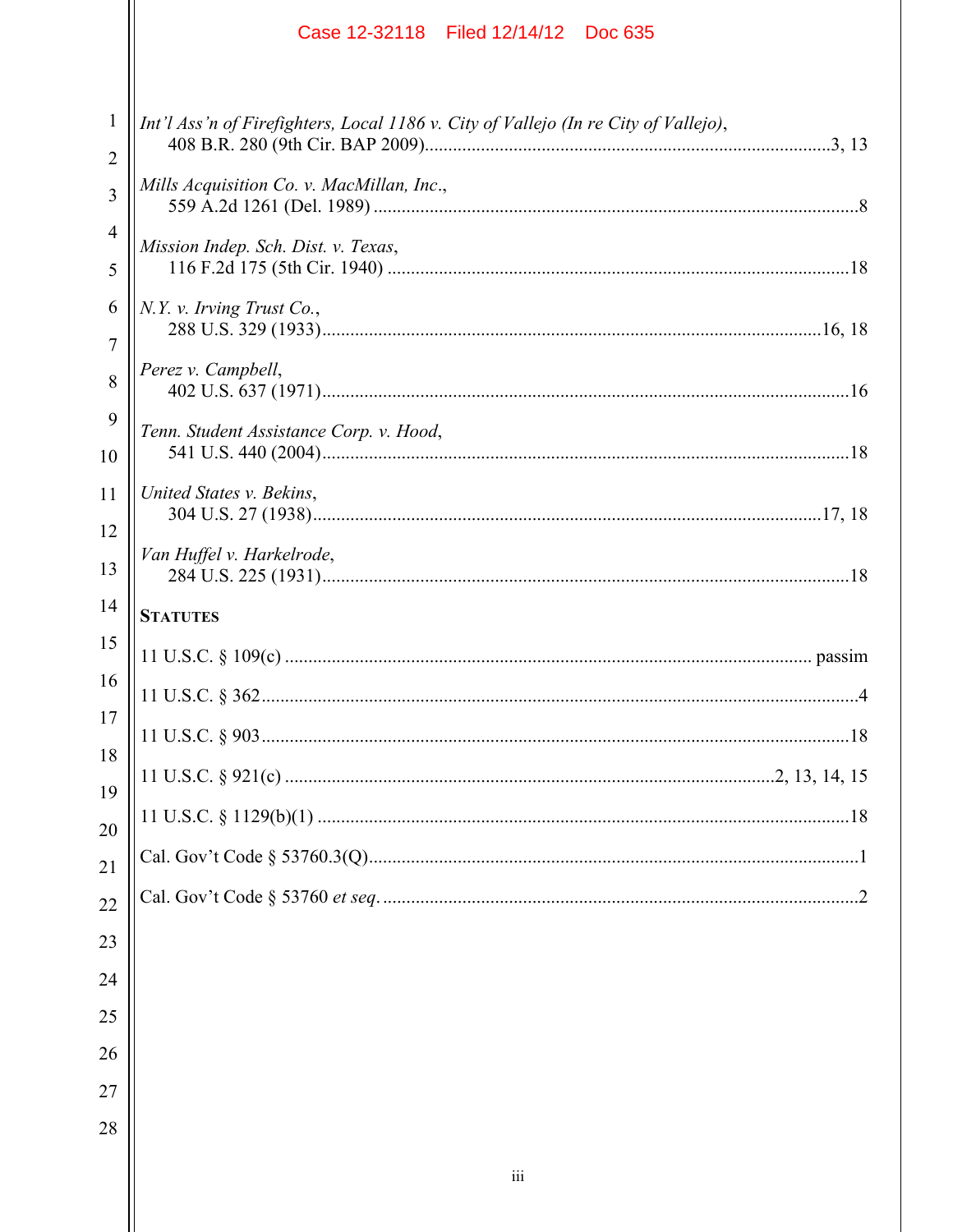*Int'l Ass'n of Firefighters, Local 1186 v. City of Vallejo (In re City of Vallejo)*,
408 B.R. 280 (9th Cir. BAP 2009)....................................................................................3, 13

*Mills Acquisition Co. v. MacMillan, Inc.*,
559 A.2d 1261 (Del. 1989) ....................................................................................................8

*Mission Indep. Sch. Dist. v. Texas*,
116 F.2d 175 (5th Cir. 1940) ................................................................................................18

*N.Y. v. Irving Trust Co.*,
288 U.S. 329 (1933).......................................................................................................16, 18

*Perez v. Campbell*,
402 U.S. 637 (1971)..............................................................................................................16

*Tenn. Student Assistance Corp. v. Hood*,
541 U.S. 440 (2004)..............................................................................................................18

*United States v. Bekins*,
304 U.S. 27 (1938).........................................................................................................17, 18

*Van Huffel v. Harkelrode*,
284 U.S. 225 (1931)..............................................................................................................18

**STATUTES**

11 U.S.C. § 109(c) ............................................................................................................ passim

11 U.S.C. § 362.........................................................................................................................4

11 U.S.C. § 903.......................................................................................................................18

11 U.S.C. § 921(c) ......................................................................................................2, 13, 14, 15

11 U.S.C. § 1129(b)(1) ...........................................................................................................18

Cal. Gov't Code § 53760.3(Q).................................................................................................1

Cal. Gov't Code § 53760 *et seq.* ................................................................................................2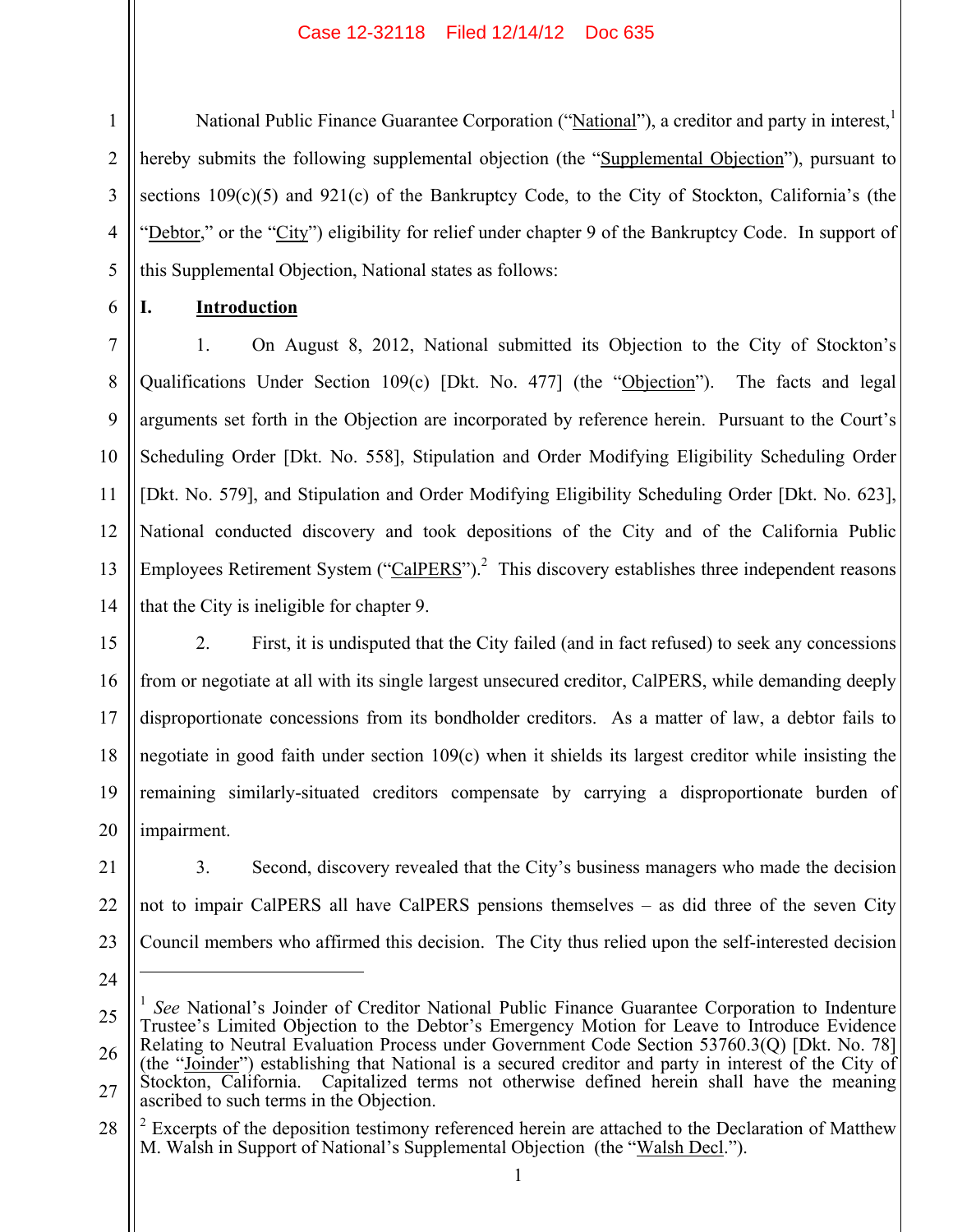National Public Finance Guarantee Corporation ("National"), a creditor and party in interest,[1] hereby submits the following supplemental objection (the "Supplemental Objection"), pursuant to sections 109(c)(5) and 921(c) of the Bankruptcy Code, to the City of Stockton, California's (the "Debtor," or the "City") eligibility for relief under chapter 9 of the Bankruptcy Code. In support of this Supplemental Objection, National states as follows:

## I. Introduction

1. On August 8, 2012, National submitted its Objection to the City of Stockton's Qualifications Under Section 109(c) [Dkt. No. 477] (the "Objection"). The facts and legal arguments set forth in the Objection are incorporated by reference herein. Pursuant to the Court's Scheduling Order [Dkt. No. 558], Stipulation and Order Modifying Eligibility Scheduling Order [Dkt. No. 579], and Stipulation and Order Modifying Eligibility Scheduling Order [Dkt. No. 623], National conducted discovery and took depositions of the City and of the California Public Employees Retirement System ("CalPERS").[2] This discovery establishes three independent reasons that the City is ineligible for chapter 9.

2. First, it is undisputed that the City failed (and in fact refused) to seek any concessions from or negotiate at all with its single largest unsecured creditor, CalPERS, while demanding deeply disproportionate concessions from its bondholder creditors. As a matter of law, a debtor fails to negotiate in good faith under section 109(c) when it shields its largest creditor while insisting the remaining similarly-situated creditors compensate by carrying a disproportionate burden of impairment.

3. Second, discovery revealed that the City's business managers who made the decision not to impair CalPERS all have CalPERS pensions themselves – as did three of the seven City Council members who affirmed this decision. The City thus relied upon the self-interested decision

---

[1] *See* National's Joinder of Creditor National Public Finance Guarantee Corporation to Indenture Trustee's Limited Objection to the Debtor's Emergency Motion for Leave to Introduce Evidence Relating to Neutral Evaluation Process under Government Code Section 53760.3(Q) [Dkt. No. 78] (the "Joinder") establishing that National is a secured creditor and party in interest of the City of Stockton, California. Capitalized terms not otherwise defined herein shall have the meaning ascribed to such terms in the Objection.

[2] Excerpts of the deposition testimony referenced herein are attached to the Declaration of Matthew M. Walsh in Support of National's Supplemental Objection (the "Walsh Decl.").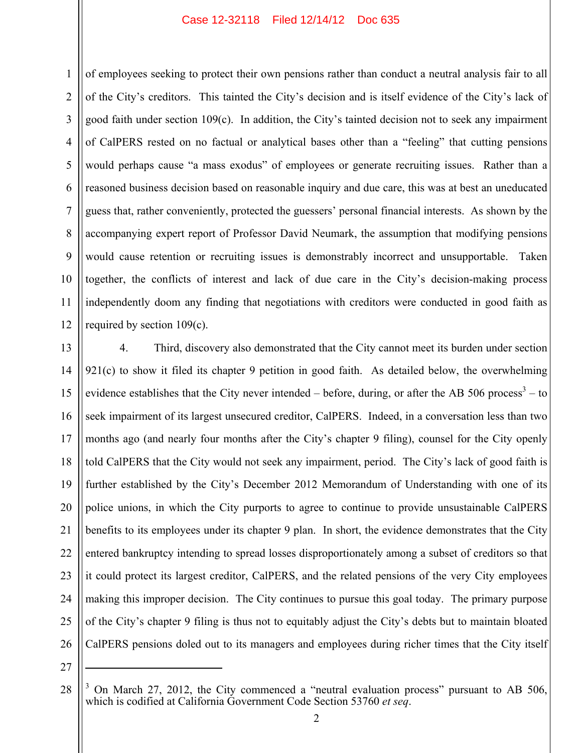of employees seeking to protect their own pensions rather than conduct a neutral analysis fair to all of the City's creditors. This tainted the City's decision and is itself evidence of the City's lack of good faith under section 109(c). In addition, the City's tainted decision not to seek any impairment of CalPERS rested on no factual or analytical bases other than a "feeling" that cutting pensions would perhaps cause "a mass exodus" of employees or generate recruiting issues. Rather than a reasoned business decision based on reasonable inquiry and due care, this was at best an uneducated guess that, rather conveniently, protected the guessers' personal financial interests. As shown by the accompanying expert report of Professor David Neumark, the assumption that modifying pensions would cause retention or recruiting issues is demonstrably incorrect and unsupportable. Taken together, the conflicts of interest and lack of due care in the City's decision-making process independently doom any finding that negotiations with creditors were conducted in good faith as required by section 109(c).

4. Third, discovery also demonstrated that the City cannot meet its burden under section 921(c) to show it filed its chapter 9 petition in good faith. As detailed below, the overwhelming evidence establishes that the City never intended – before, during, or after the AB 506 process[3] – to seek impairment of its largest unsecured creditor, CalPERS. Indeed, in a conversation less than two months ago (and nearly four months after the City's chapter 9 filing), counsel for the City openly told CalPERS that the City would not seek any impairment, period. The City's lack of good faith is further established by the City's December 2012 Memorandum of Understanding with one of its police unions, in which the City purports to agree to continue to provide unsustainable CalPERS benefits to its employees under its chapter 9 plan. In short, the evidence demonstrates that the City entered bankruptcy intending to spread losses disproportionately among a subset of creditors so that it could protect its largest creditor, CalPERS, and the related pensions of the very City employees making this improper decision. The City continues to pursue this goal today. The primary purpose of the City's chapter 9 filing is thus not to equitably adjust the City's debts but to maintain bloated CalPERS pensions doled out to its managers and employees during richer times that the City itself

---

[3] On March 27, 2012, the City commenced a "neutral evaluation process" pursuant to AB 506, which is codified at California Government Code Section 53760 *et seq*.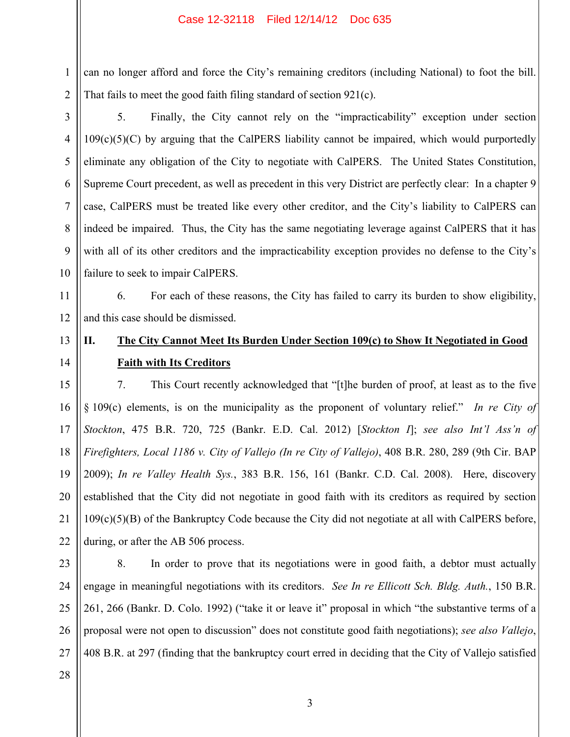can no longer afford and force the City's remaining creditors (including National) to foot the bill. That fails to meet the good faith filing standard of section 921(c).

5. Finally, the City cannot rely on the "impracticability" exception under section 109(c)(5)(C) by arguing that the CalPERS liability cannot be impaired, which would purportedly eliminate any obligation of the City to negotiate with CalPERS. The United States Constitution, Supreme Court precedent, as well as precedent in this very District are perfectly clear: In a chapter 9 case, CalPERS must be treated like every other creditor, and the City's liability to CalPERS can indeed be impaired. Thus, the City has the same negotiating leverage against CalPERS that it has with all of its other creditors and the impracticability exception provides no defense to the City's failure to seek to impair CalPERS.

6. For each of these reasons, the City has failed to carry its burden to show eligibility, and this case should be dismissed.

## II. The City Cannot Meet Its Burden Under Section 109(c) to Show It Negotiated in Good Faith with Its Creditors

7. This Court recently acknowledged that "[t]he burden of proof, at least as to the five § 109(c) elements, is on the municipality as the proponent of voluntary relief." *In re City of Stockton*, 475 B.R. 720, 725 (Bankr. E.D. Cal. 2012) [*Stockton I*]; *see also Int'l Ass'n of Firefighters, Local 1186 v. City of Vallejo (In re City of Vallejo)*, 408 B.R. 280, 289 (9th Cir. BAP 2009); *In re Valley Health Sys.*, 383 B.R. 156, 161 (Bankr. C.D. Cal. 2008). Here, discovery established that the City did not negotiate in good faith with its creditors as required by section 109(c)(5)(B) of the Bankruptcy Code because the City did not negotiate at all with CalPERS before, during, or after the AB 506 process.

8. In order to prove that its negotiations were in good faith, a debtor must actually engage in meaningful negotiations with its creditors. *See In re Ellicott Sch. Bldg. Auth.*, 150 B.R. 261, 266 (Bankr. D. Colo. 1992) ("take it or leave it" proposal in which "the substantive terms of a proposal were not open to discussion" does not constitute good faith negotiations); *see also Vallejo*, 408 B.R. at 297 (finding that the bankruptcy court erred in deciding that the City of Vallejo satisfied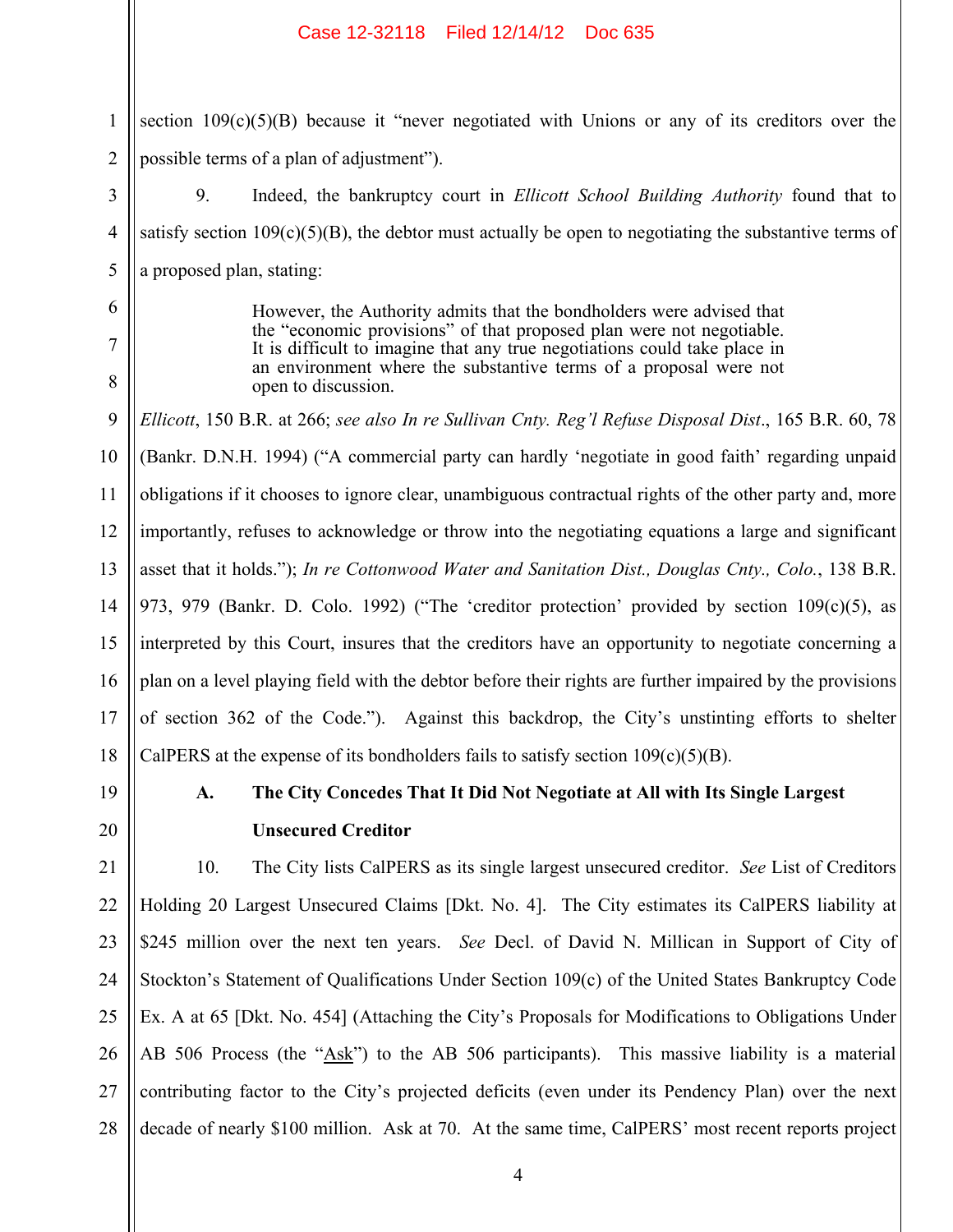section 109(c)(5)(B) because it "never negotiated with Unions or any of its creditors over the possible terms of a plan of adjustment").

9. Indeed, the bankruptcy court in *Ellicott School Building Authority* found that to satisfy section 109(c)(5)(B), the debtor must actually be open to negotiating the substantive terms of a proposed plan, stating:

> However, the Authority admits that the bondholders were advised that the "economic provisions" of that proposed plan were not negotiable. It is difficult to imagine that any true negotiations could take place in an environment where the substantive terms of a proposal were not open to discussion.

*Ellicott*, 150 B.R. at 266; *see also In re Sullivan Cnty. Reg'l Refuse Disposal Dist*., 165 B.R. 60, 78 (Bankr. D.N.H. 1994) ("A commercial party can hardly 'negotiate in good faith' regarding unpaid obligations if it chooses to ignore clear, unambiguous contractual rights of the other party and, more importantly, refuses to acknowledge or throw into the negotiating equations a large and significant asset that it holds."); *In re Cottonwood Water and Sanitation Dist., Douglas Cnty., Colo.*, 138 B.R. 973, 979 (Bankr. D. Colo. 1992) ("The 'creditor protection' provided by section 109(c)(5), as interpreted by this Court, insures that the creditors have an opportunity to negotiate concerning a plan on a level playing field with the debtor before their rights are further impaired by the provisions of section 362 of the Code."). Against this backdrop, the City's unstinting efforts to shelter CalPERS at the expense of its bondholders fails to satisfy section 109(c)(5)(B).

### A. The City Concedes That It Did Not Negotiate at All with Its Single Largest Unsecured Creditor

10. The City lists CalPERS as its single largest unsecured creditor. *See* List of Creditors Holding 20 Largest Unsecured Claims [Dkt. No. 4]. The City estimates its CalPERS liability at $245 million over the next ten years. *See* Decl. of David N. Millican in Support of City of Stockton's Statement of Qualifications Under Section 109(c) of the United States Bankruptcy Code Ex. A at 65 [Dkt. No. 454] (Attaching the City's Proposals for Modifications to Obligations Under AB 506 Process (the "Ask") to the AB 506 participants). This massive liability is a material contributing factor to the City's projected deficits (even under its Pendency Plan) over the next decade of nearly $100 million. Ask at 70. At the same time, CalPERS' most recent reports project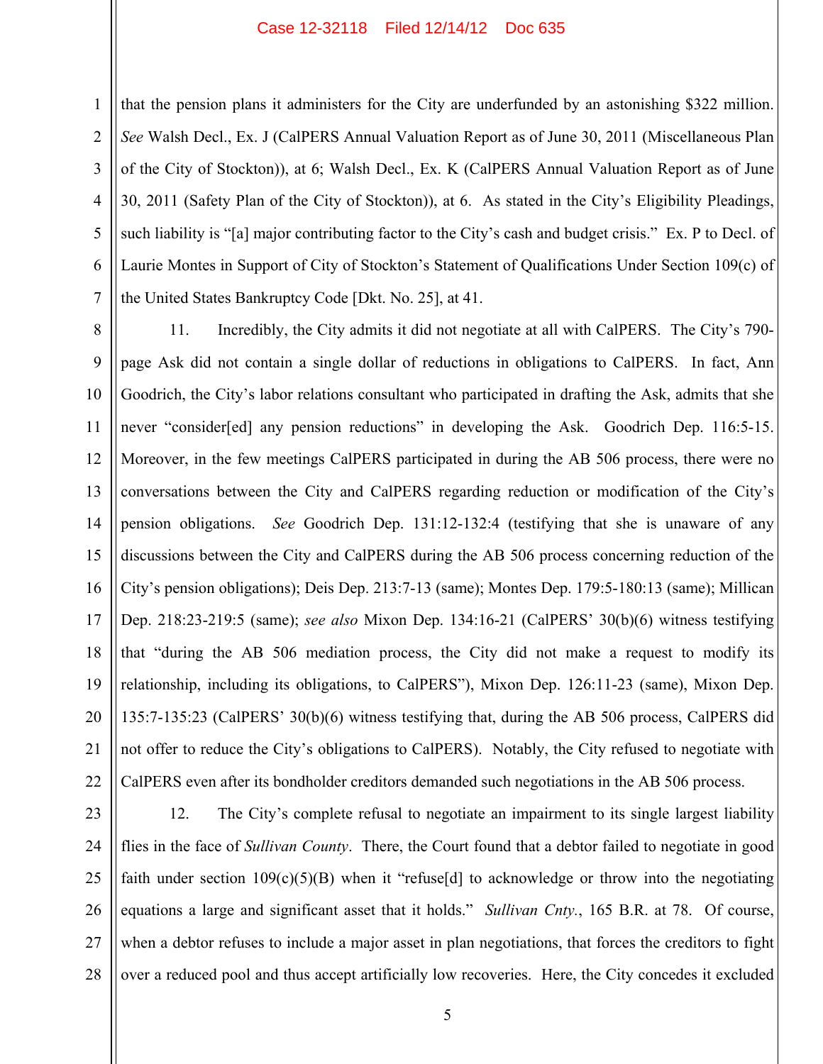that the pension plans it administers for the City are underfunded by an astonishing $322 million. *See* Walsh Decl., Ex. J (CalPERS Annual Valuation Report as of June 30, 2011 (Miscellaneous Plan of the City of Stockton)), at 6; Walsh Decl., Ex. K (CalPERS Annual Valuation Report as of June 30, 2011 (Safety Plan of the City of Stockton)), at 6. As stated in the City's Eligibility Pleadings, such liability is "[a] major contributing factor to the City's cash and budget crisis." Ex. P to Decl. of Laurie Montes in Support of City of Stockton's Statement of Qualifications Under Section 109(c) of the United States Bankruptcy Code [Dkt. No. 25], at 41.

11. Incredibly, the City admits it did not negotiate at all with CalPERS. The City's 790-page Ask did not contain a single dollar of reductions in obligations to CalPERS. In fact, Ann Goodrich, the City's labor relations consultant who participated in drafting the Ask, admits that she never "consider[ed] any pension reductions" in developing the Ask. Goodrich Dep. 116:5-15. Moreover, in the few meetings CalPERS participated in during the AB 506 process, there were no conversations between the City and CalPERS regarding reduction or modification of the City's pension obligations. *See* Goodrich Dep. 131:12-132:4 (testifying that she is unaware of any discussions between the City and CalPERS during the AB 506 process concerning reduction of the City's pension obligations); Deis Dep. 213:7-13 (same); Montes Dep. 179:5-180:13 (same); Millican Dep. 218:23-219:5 (same); *see also* Mixon Dep. 134:16-21 (CalPERS' 30(b)(6) witness testifying that "during the AB 506 mediation process, the City did not make a request to modify its relationship, including its obligations, to CalPERS"), Mixon Dep. 126:11-23 (same), Mixon Dep. 135:7-135:23 (CalPERS' 30(b)(6) witness testifying that, during the AB 506 process, CalPERS did not offer to reduce the City's obligations to CalPERS). Notably, the City refused to negotiate with CalPERS even after its bondholder creditors demanded such negotiations in the AB 506 process.

12. The City's complete refusal to negotiate an impairment to its single largest liability flies in the face of *Sullivan County*. There, the Court found that a debtor failed to negotiate in good faith under section 109(c)(5)(B) when it "refuse[d] to acknowledge or throw into the negotiating equations a large and significant asset that it holds." *Sullivan Cnty.*, 165 B.R. at 78. Of course, when a debtor refuses to include a major asset in plan negotiations, that forces the creditors to fight over a reduced pool and thus accept artificially low recoveries. Here, the City concedes it excluded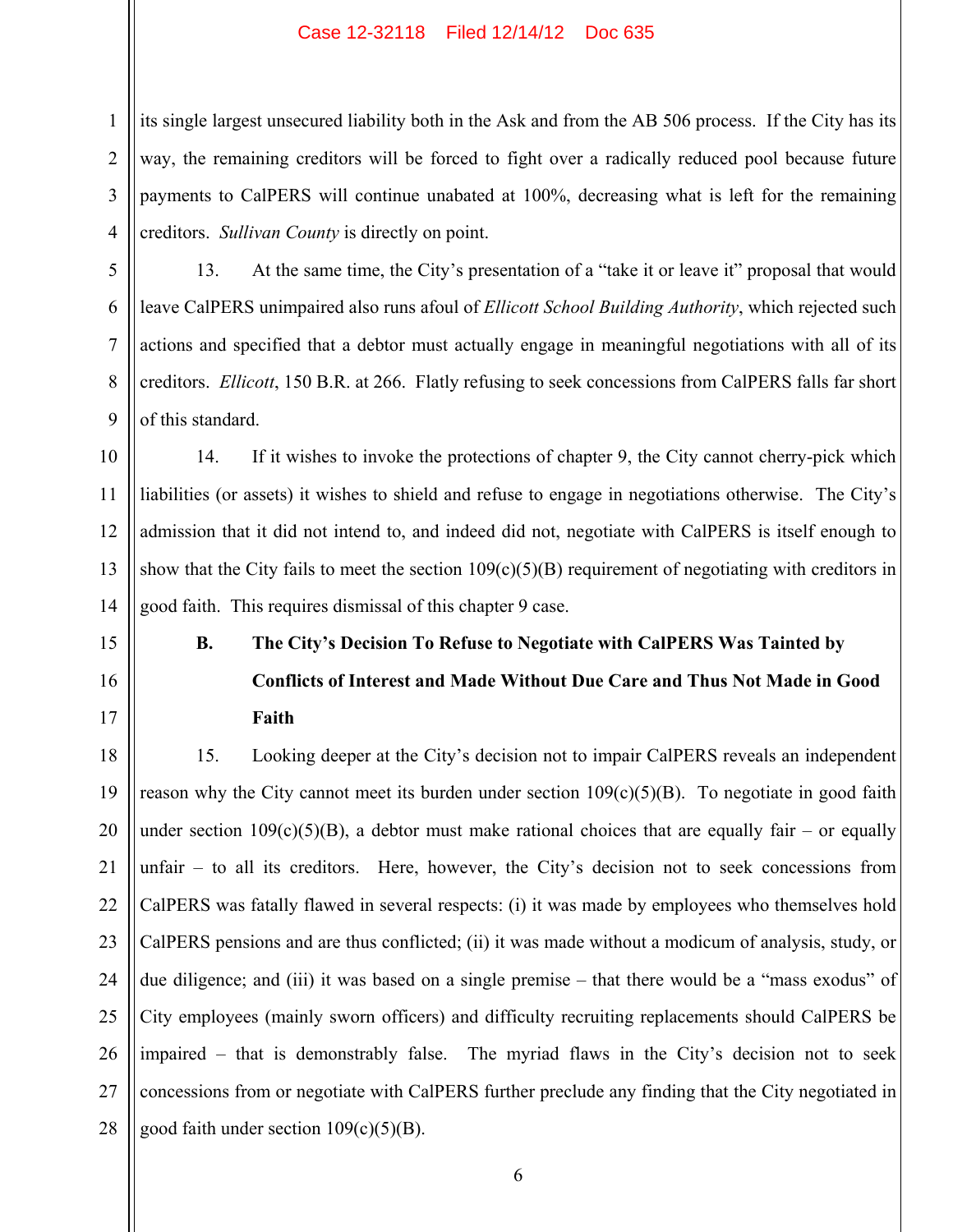its single largest unsecured liability both in the Ask and from the AB 506 process. If the City has its way, the remaining creditors will be forced to fight over a radically reduced pool because future payments to CalPERS will continue unabated at 100%, decreasing what is left for the remaining creditors. *Sullivan County* is directly on point.

13. At the same time, the City's presentation of a "take it or leave it" proposal that would leave CalPERS unimpaired also runs afoul of *Ellicott School Building Authority*, which rejected such actions and specified that a debtor must actually engage in meaningful negotiations with all of its creditors. *Ellicott*, 150 B.R. at 266. Flatly refusing to seek concessions from CalPERS falls far short of this standard.

14. If it wishes to invoke the protections of chapter 9, the City cannot cherry-pick which liabilities (or assets) it wishes to shield and refuse to engage in negotiations otherwise. The City's admission that it did not intend to, and indeed did not, negotiate with CalPERS is itself enough to show that the City fails to meet the section 109(c)(5)(B) requirement of negotiating with creditors in good faith. This requires dismissal of this chapter 9 case.

### B. The City's Decision To Refuse to Negotiate with CalPERS Was Tainted by Conflicts of Interest and Made Without Due Care and Thus Not Made in Good Faith

15. Looking deeper at the City's decision not to impair CalPERS reveals an independent reason why the City cannot meet its burden under section 109(c)(5)(B). To negotiate in good faith under section 109(c)(5)(B), a debtor must make rational choices that are equally fair – or equally unfair – to all its creditors. Here, however, the City's decision not to seek concessions from CalPERS was fatally flawed in several respects: (i) it was made by employees who themselves hold CalPERS pensions and are thus conflicted; (ii) it was made without a modicum of analysis, study, or due diligence; and (iii) it was based on a single premise – that there would be a "mass exodus" of City employees (mainly sworn officers) and difficulty recruiting replacements should CalPERS be impaired – that is demonstrably false. The myriad flaws in the City's decision not to seek concessions from or negotiate with CalPERS further preclude any finding that the City negotiated in good faith under section 109(c)(5)(B).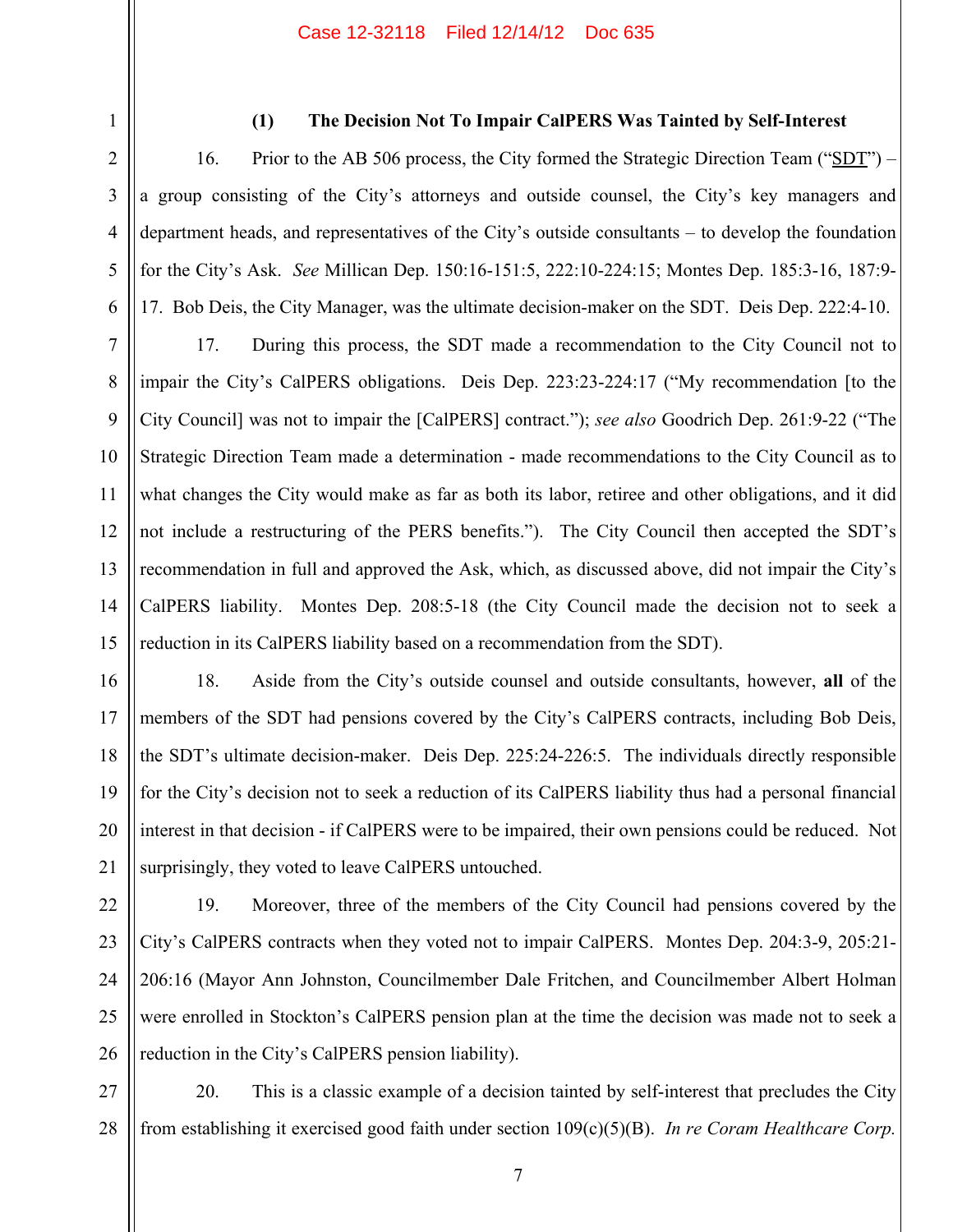### (1) The Decision Not To Impair CalPERS Was Tainted by Self-Interest

16. Prior to the AB 506 process, the City formed the Strategic Direction Team ("SDT") – a group consisting of the City's attorneys and outside counsel, the City's key managers and department heads, and representatives of the City's outside consultants – to develop the foundation for the City's Ask. *See* Millican Dep. 150:16-151:5, 222:10-224:15; Montes Dep. 185:3-16, 187:9-17. Bob Deis, the City Manager, was the ultimate decision-maker on the SDT. Deis Dep. 222:4-10.

17. During this process, the SDT made a recommendation to the City Council not to impair the City's CalPERS obligations. Deis Dep. 223:23-224:17 ("My recommendation [to the City Council] was not to impair the [CalPERS] contract."); *see also* Goodrich Dep. 261:9-22 ("The Strategic Direction Team made a determination - made recommendations to the City Council as to what changes the City would make as far as both its labor, retiree and other obligations, and it did not include a restructuring of the PERS benefits."). The City Council then accepted the SDT's recommendation in full and approved the Ask, which, as discussed above, did not impair the City's CalPERS liability. Montes Dep. 208:5-18 (the City Council made the decision not to seek a reduction in its CalPERS liability based on a recommendation from the SDT).

18. Aside from the City's outside counsel and outside consultants, however, **all** of the members of the SDT had pensions covered by the City's CalPERS contracts, including Bob Deis, the SDT's ultimate decision-maker. Deis Dep. 225:24-226:5. The individuals directly responsible for the City's decision not to seek a reduction of its CalPERS liability thus had a personal financial interest in that decision - if CalPERS were to be impaired, their own pensions could be reduced. Not surprisingly, they voted to leave CalPERS untouched.

19. Moreover, three of the members of the City Council had pensions covered by the City's CalPERS contracts when they voted not to impair CalPERS. Montes Dep. 204:3-9, 205:21-206:16 (Mayor Ann Johnston, Councilmember Dale Fritchen, and Councilmember Albert Holman were enrolled in Stockton's CalPERS pension plan at the time the decision was made not to seek a reduction in the City's CalPERS pension liability).

20. This is a classic example of a decision tainted by self-interest that precludes the City from establishing it exercised good faith under section 109(c)(5)(B). *In re Coram Healthcare Corp.*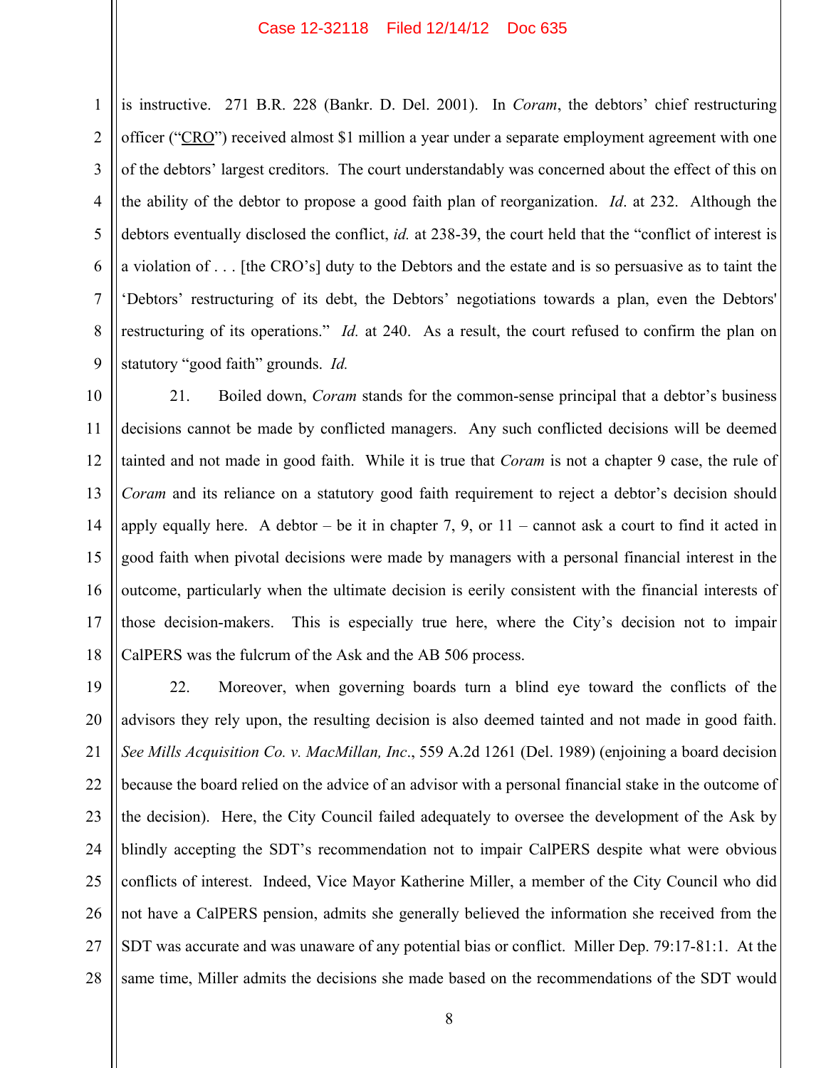is instructive. 271 B.R. 228 (Bankr. D. Del. 2001). In *Coram*, the debtors' chief restructuring officer ("CRO") received almost $1 million a year under a separate employment agreement with one of the debtors' largest creditors. The court understandably was concerned about the effect of this on the ability of the debtor to propose a good faith plan of reorganization. *Id*. at 232. Although the debtors eventually disclosed the conflict, *id.* at 238-39, the court held that the "conflict of interest is a violation of . . . [the CRO's] duty to the Debtors and the estate and is so persuasive as to taint the 'Debtors' restructuring of its debt, the Debtors' negotiations towards a plan, even the Debtors' restructuring of its operations." *Id.* at 240. As a result, the court refused to confirm the plan on statutory "good faith" grounds. *Id.*

21. Boiled down, *Coram* stands for the common-sense principal that a debtor's business decisions cannot be made by conflicted managers. Any such conflicted decisions will be deemed tainted and not made in good faith. While it is true that *Coram* is not a chapter 9 case, the rule of *Coram* and its reliance on a statutory good faith requirement to reject a debtor's decision should apply equally here. A debtor – be it in chapter 7, 9, or 11 – cannot ask a court to find it acted in good faith when pivotal decisions were made by managers with a personal financial interest in the outcome, particularly when the ultimate decision is eerily consistent with the financial interests of those decision-makers. This is especially true here, where the City's decision not to impair CalPERS was the fulcrum of the Ask and the AB 506 process.

22. Moreover, when governing boards turn a blind eye toward the conflicts of the advisors they rely upon, the resulting decision is also deemed tainted and not made in good faith. *See Mills Acquisition Co. v. MacMillan, Inc*., 559 A.2d 1261 (Del. 1989) (enjoining a board decision because the board relied on the advice of an advisor with a personal financial stake in the outcome of the decision). Here, the City Council failed adequately to oversee the development of the Ask by blindly accepting the SDT's recommendation not to impair CalPERS despite what were obvious conflicts of interest. Indeed, Vice Mayor Katherine Miller, a member of the City Council who did not have a CalPERS pension, admits she generally believed the information she received from the SDT was accurate and was unaware of any potential bias or conflict. Miller Dep. 79:17-81:1. At the same time, Miller admits the decisions she made based on the recommendations of the SDT would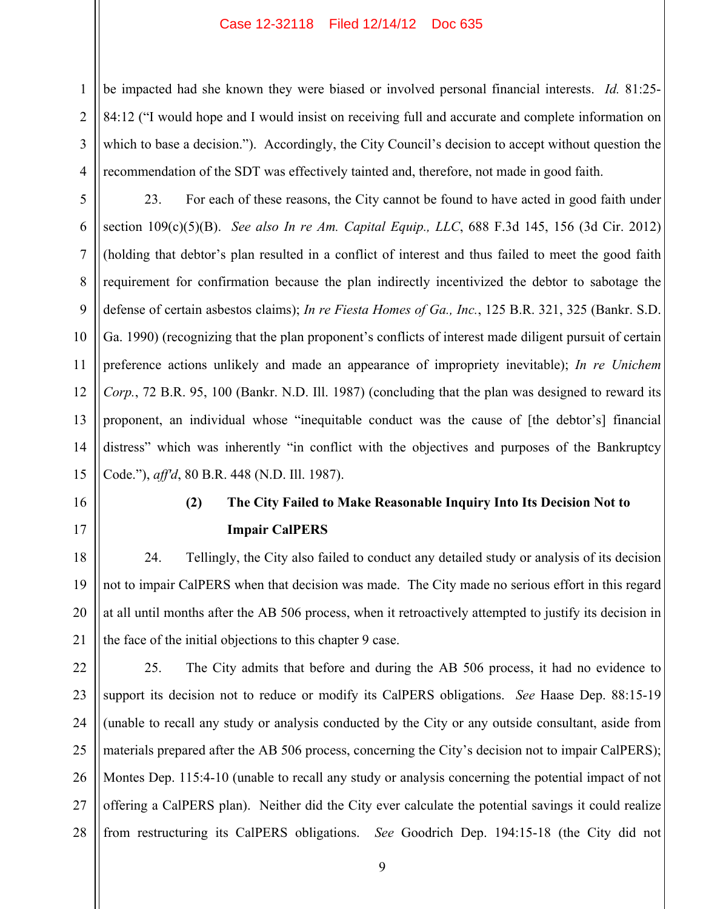be impacted had she known they were biased or involved personal financial interests. *Id.* 81:25-84:12 ("I would hope and I would insist on receiving full and accurate and complete information on which to base a decision."). Accordingly, the City Council's decision to accept without question the recommendation of the SDT was effectively tainted and, therefore, not made in good faith.

23. For each of these reasons, the City cannot be found to have acted in good faith under section 109(c)(5)(B). *See also In re Am. Capital Equip., LLC*, 688 F.3d 145, 156 (3d Cir. 2012) (holding that debtor's plan resulted in a conflict of interest and thus failed to meet the good faith requirement for confirmation because the plan indirectly incentivized the debtor to sabotage the defense of certain asbestos claims); *In re Fiesta Homes of Ga., Inc.*, 125 B.R. 321, 325 (Bankr. S.D. Ga. 1990) (recognizing that the plan proponent's conflicts of interest made diligent pursuit of certain preference actions unlikely and made an appearance of impropriety inevitable); *In re Unichem Corp.*, 72 B.R. 95, 100 (Bankr. N.D. Ill. 1987) (concluding that the plan was designed to reward its proponent, an individual whose "inequitable conduct was the cause of [the debtor's] financial distress" which was inherently "in conflict with the objectives and purposes of the Bankruptcy Code."), *aff'd*, 80 B.R. 448 (N.D. Ill. 1987).

**(2) The City Failed to Make Reasonable Inquiry Into Its Decision Not to Impair CalPERS**

24. Tellingly, the City also failed to conduct any detailed study or analysis of its decision not to impair CalPERS when that decision was made. The City made no serious effort in this regard at all until months after the AB 506 process, when it retroactively attempted to justify its decision in the face of the initial objections to this chapter 9 case.

25. The City admits that before and during the AB 506 process, it had no evidence to support its decision not to reduce or modify its CalPERS obligations. *See* Haase Dep. 88:15-19 (unable to recall any study or analysis conducted by the City or any outside consultant, aside from materials prepared after the AB 506 process, concerning the City's decision not to impair CalPERS); Montes Dep. 115:4-10 (unable to recall any study or analysis concerning the potential impact of not offering a CalPERS plan). Neither did the City ever calculate the potential savings it could realize from restructuring its CalPERS obligations. *See* Goodrich Dep. 194:15-18 (the City did not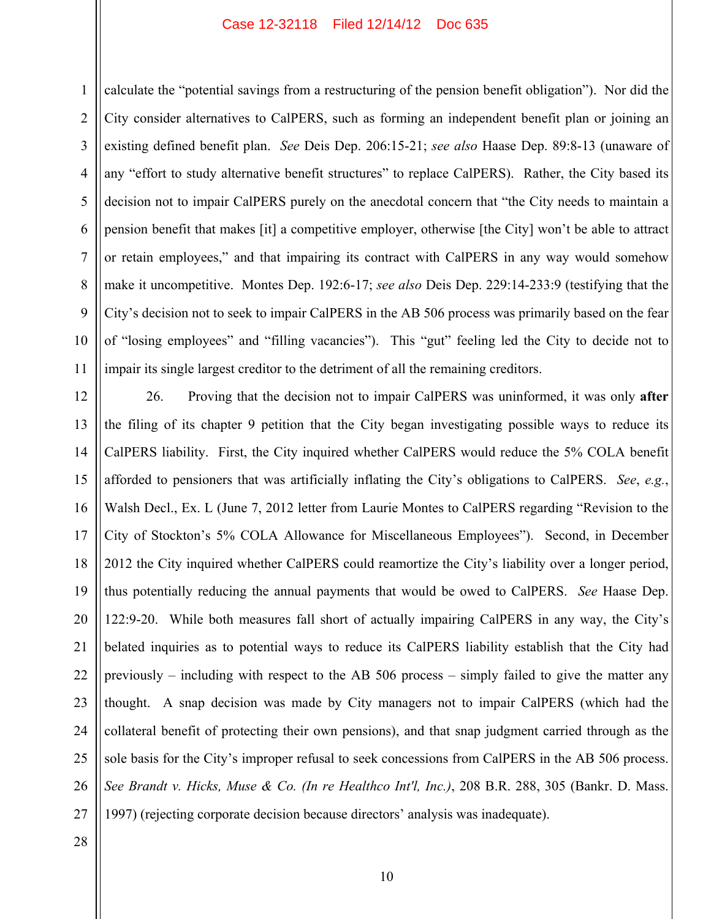calculate the "potential savings from a restructuring of the pension benefit obligation"). Nor did the City consider alternatives to CalPERS, such as forming an independent benefit plan or joining an existing defined benefit plan. *See* Deis Dep. 206:15-21; *see also* Haase Dep. 89:8-13 (unaware of any "effort to study alternative benefit structures" to replace CalPERS). Rather, the City based its decision not to impair CalPERS purely on the anecdotal concern that "the City needs to maintain a pension benefit that makes [it] a competitive employer, otherwise [the City] won't be able to attract or retain employees," and that impairing its contract with CalPERS in any way would somehow make it uncompetitive. Montes Dep. 192:6-17; *see also* Deis Dep. 229:14-233:9 (testifying that the City's decision not to seek to impair CalPERS in the AB 506 process was primarily based on the fear of "losing employees" and "filling vacancies"). This "gut" feeling led the City to decide not to impair its single largest creditor to the detriment of all the remaining creditors.

26. Proving that the decision not to impair CalPERS was uninformed, it was only **after** the filing of its chapter 9 petition that the City began investigating possible ways to reduce its CalPERS liability. First, the City inquired whether CalPERS would reduce the 5% COLA benefit afforded to pensioners that was artificially inflating the City's obligations to CalPERS. *See*, *e.g.*, Walsh Decl., Ex. L (June 7, 2012 letter from Laurie Montes to CalPERS regarding "Revision to the City of Stockton's 5% COLA Allowance for Miscellaneous Employees"). Second, in December 2012 the City inquired whether CalPERS could reamortize the City's liability over a longer period, thus potentially reducing the annual payments that would be owed to CalPERS. *See* Haase Dep. 122:9-20. While both measures fall short of actually impairing CalPERS in any way, the City's belated inquiries as to potential ways to reduce its CalPERS liability establish that the City had previously – including with respect to the AB 506 process – simply failed to give the matter any thought. A snap decision was made by City managers not to impair CalPERS (which had the collateral benefit of protecting their own pensions), and that snap judgment carried through as the sole basis for the City's improper refusal to seek concessions from CalPERS in the AB 506 process. *See Brandt v. Hicks, Muse & Co. (In re Healthco Int'l, Inc.)*, 208 B.R. 288, 305 (Bankr. D. Mass. 1997) (rejecting corporate decision because directors' analysis was inadequate).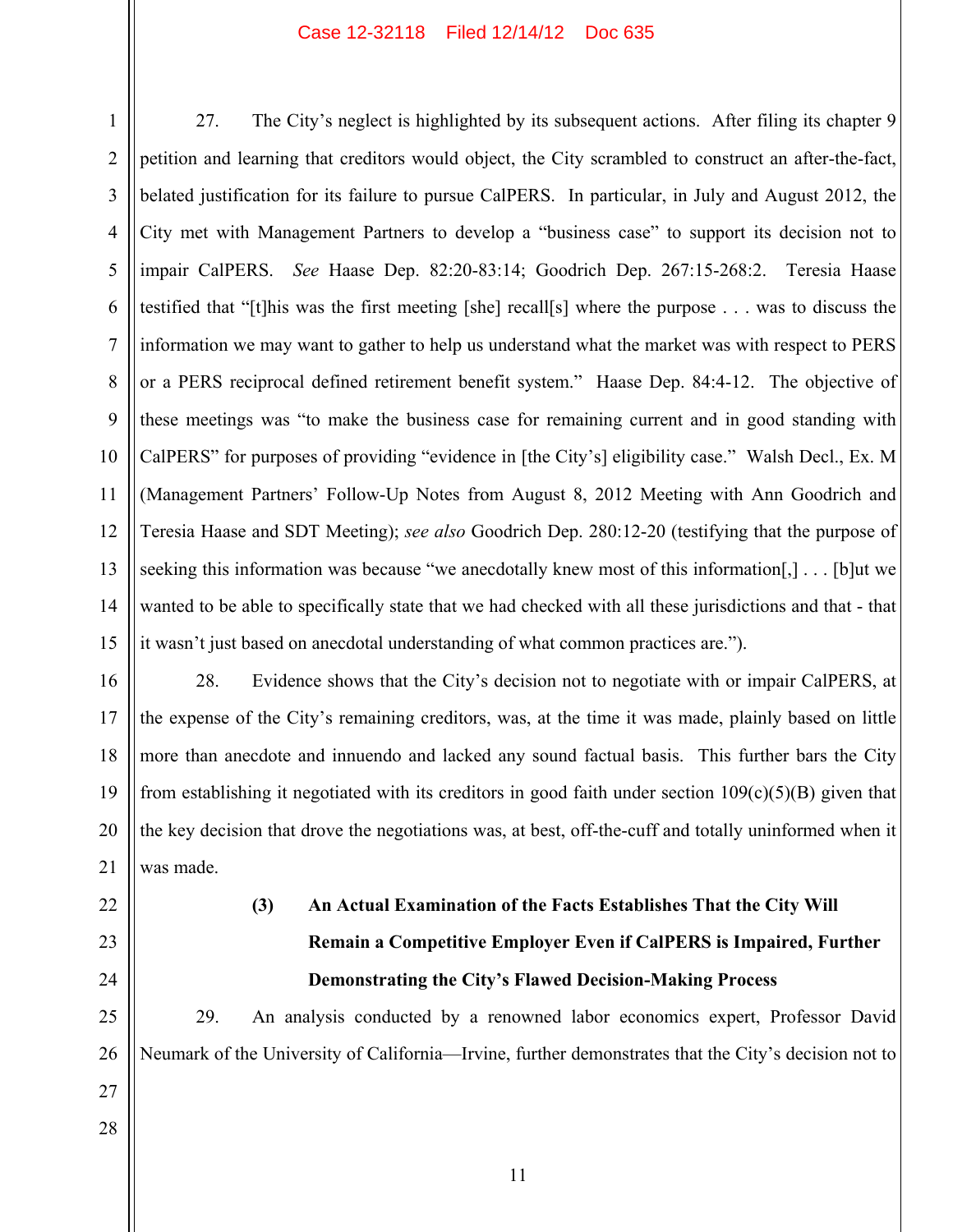27. The City's neglect is highlighted by its subsequent actions. After filing its chapter 9 petition and learning that creditors would object, the City scrambled to construct an after-the-fact, belated justification for its failure to pursue CalPERS. In particular, in July and August 2012, the City met with Management Partners to develop a "business case" to support its decision not to impair CalPERS. *See* Haase Dep. 82:20-83:14; Goodrich Dep. 267:15-268:2. Teresia Haase testified that "[t]his was the first meeting [she] recall[s] where the purpose . . . was to discuss the information we may want to gather to help us understand what the market was with respect to PERS or a PERS reciprocal defined retirement benefit system." Haase Dep. 84:4-12. The objective of these meetings was "to make the business case for remaining current and in good standing with CalPERS" for purposes of providing "evidence in [the City's] eligibility case." Walsh Decl., Ex. M (Management Partners' Follow-Up Notes from August 8, 2012 Meeting with Ann Goodrich and Teresia Haase and SDT Meeting); *see also* Goodrich Dep. 280:12-20 (testifying that the purpose of seeking this information was because "we anecdotally knew most of this information[,] . . . [b]ut we wanted to be able to specifically state that we had checked with all these jurisdictions and that - that it wasn't just based on anecdotal understanding of what common practices are.").

28. Evidence shows that the City's decision not to negotiate with or impair CalPERS, at the expense of the City's remaining creditors, was, at the time it was made, plainly based on little more than anecdote and innuendo and lacked any sound factual basis. This further bars the City from establishing it negotiated with its creditors in good faith under section 109(c)(5)(B) given that the key decision that drove the negotiations was, at best, off-the-cuff and totally uninformed when it was made.

**(3) An Actual Examination of the Facts Establishes That the City Will Remain a Competitive Employer Even if CalPERS is Impaired, Further Demonstrating the City's Flawed Decision-Making Process**

29. An analysis conducted by a renowned labor economics expert, Professor David Neumark of the University of California—Irvine, further demonstrates that the City's decision not to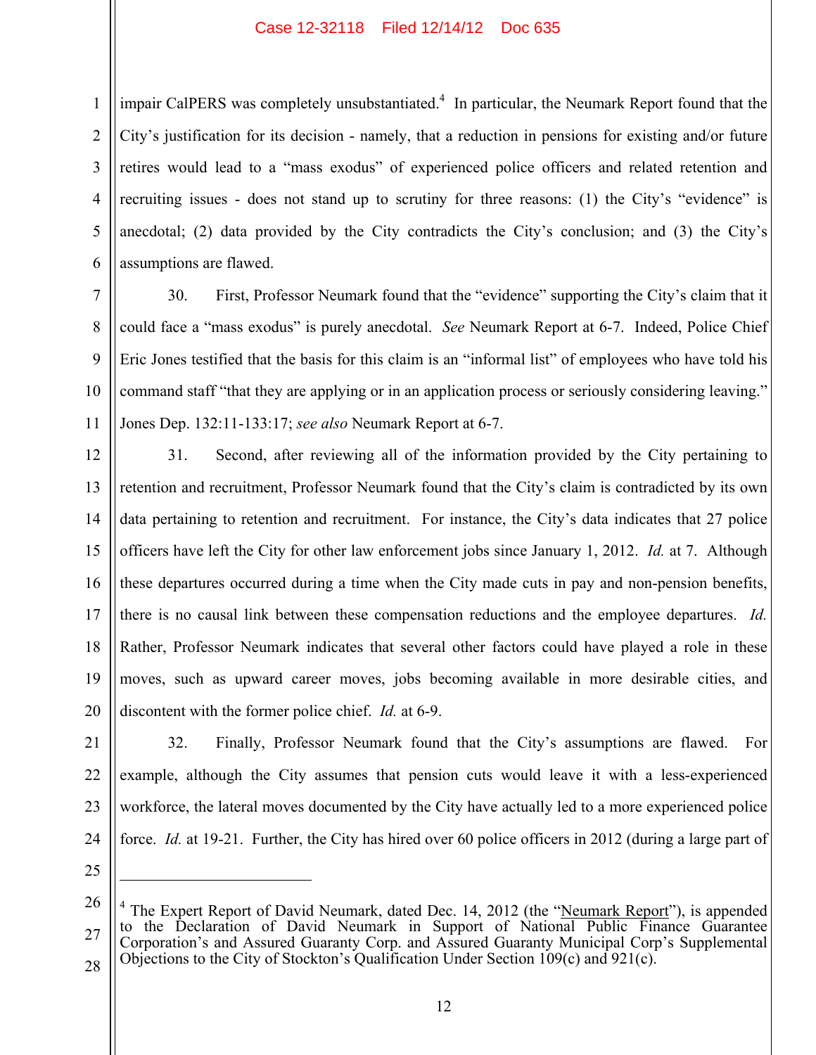impair CalPERS was completely unsubstantiated.[4] In particular, the Neumark Report found that the City's justification for its decision - namely, that a reduction in pensions for existing and/or future retires would lead to a "mass exodus" of experienced police officers and related retention and recruiting issues - does not stand up to scrutiny for three reasons: (1) the City's "evidence" is anecdotal; (2) data provided by the City contradicts the City's conclusion; and (3) the City's assumptions are flawed.

30. First, Professor Neumark found that the "evidence" supporting the City's claim that it could face a "mass exodus" is purely anecdotal. *See* Neumark Report at 6-7. Indeed, Police Chief Eric Jones testified that the basis for this claim is an "informal list" of employees who have told his command staff "that they are applying or in an application process or seriously considering leaving." Jones Dep. 132:11-133:17; *see also* Neumark Report at 6-7.

31. Second, after reviewing all of the information provided by the City pertaining to retention and recruitment, Professor Neumark found that the City's claim is contradicted by its own data pertaining to retention and recruitment. For instance, the City's data indicates that 27 police officers have left the City for other law enforcement jobs since January 1, 2012. *Id.* at 7. Although these departures occurred during a time when the City made cuts in pay and non-pension benefits, there is no causal link between these compensation reductions and the employee departures. *Id.* Rather, Professor Neumark indicates that several other factors could have played a role in these moves, such as upward career moves, jobs becoming available in more desirable cities, and discontent with the former police chief. *Id.* at 6-9.

32. Finally, Professor Neumark found that the City's assumptions are flawed. For example, although the City assumes that pension cuts would leave it with a less-experienced workforce, the lateral moves documented by the City have actually led to a more experienced police force. *Id.* at 19-21. Further, the City has hired over 60 police officers in 2012 (during a large part of

---

[4] The Expert Report of David Neumark, dated Dec. 14, 2012 (the "Neumark Report"), is appended to the Declaration of David Neumark in Support of National Public Finance Guarantee Corporation's and Assured Guaranty Corp. and Assured Guaranty Municipal Corp's Supplemental Objections to the City of Stockton's Qualification Under Section 109(c) and 921(c).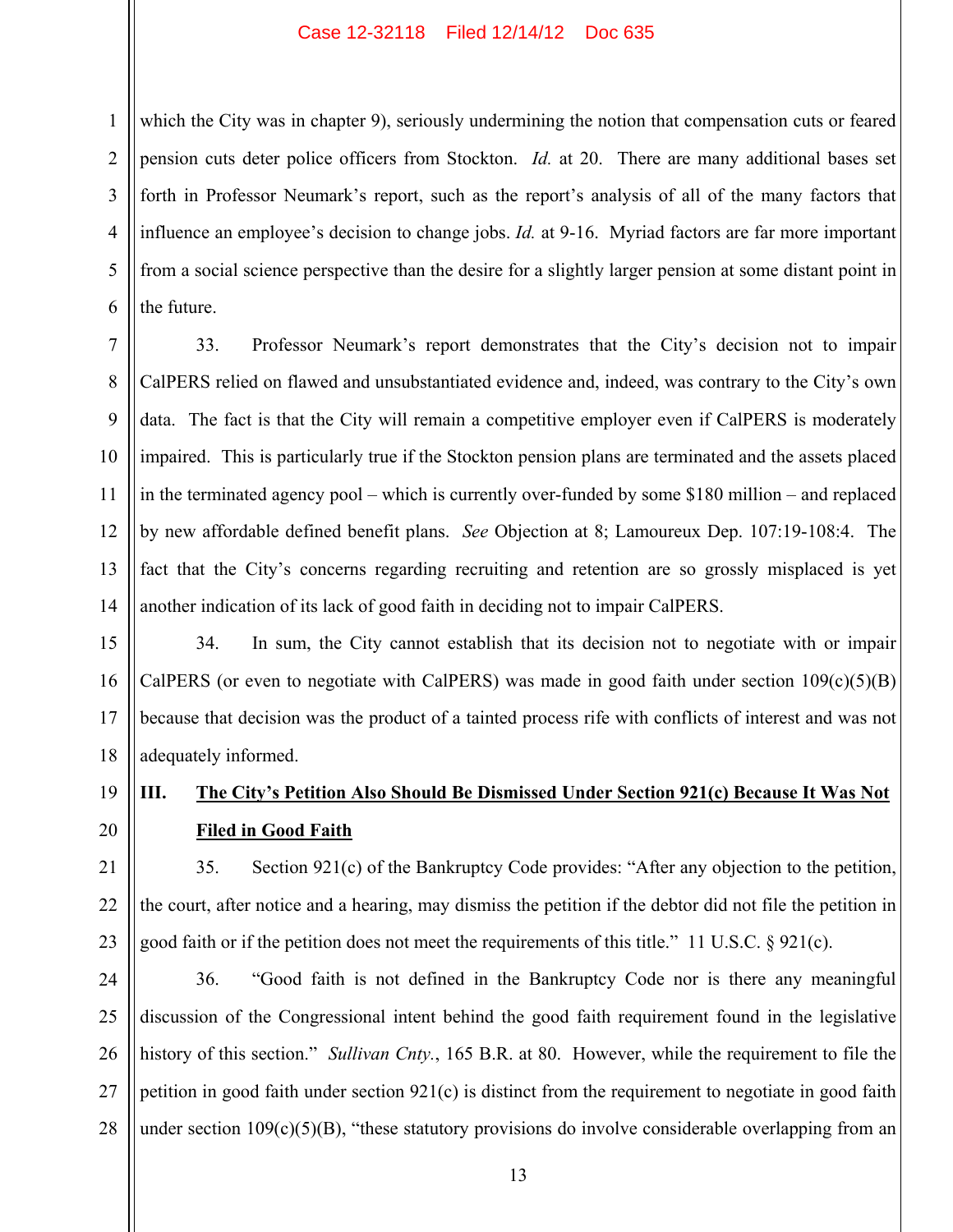which the City was in chapter 9), seriously undermining the notion that compensation cuts or feared pension cuts deter police officers from Stockton. *Id.* at 20. There are many additional bases set forth in Professor Neumark's report, such as the report's analysis of all of the many factors that influence an employee's decision to change jobs. *Id.* at 9-16. Myriad factors are far more important from a social science perspective than the desire for a slightly larger pension at some distant point in the future.

33. Professor Neumark's report demonstrates that the City's decision not to impair CalPERS relied on flawed and unsubstantiated evidence and, indeed, was contrary to the City's own data. The fact is that the City will remain a competitive employer even if CalPERS is moderately impaired. This is particularly true if the Stockton pension plans are terminated and the assets placed in the terminated agency pool – which is currently over-funded by some $180 million – and replaced by new affordable defined benefit plans. *See* Objection at 8; Lamoureux Dep. 107:19-108:4. The fact that the City's concerns regarding recruiting and retention are so grossly misplaced is yet another indication of its lack of good faith in deciding not to impair CalPERS.

34. In sum, the City cannot establish that its decision not to negotiate with or impair CalPERS (or even to negotiate with CalPERS) was made in good faith under section 109(c)(5)(B) because that decision was the product of a tainted process rife with conflicts of interest and was not adequately informed.

## III. The City's Petition Also Should Be Dismissed Under Section 921(c) Because It Was Not Filed in Good Faith

35. Section 921(c) of the Bankruptcy Code provides: "After any objection to the petition, the court, after notice and a hearing, may dismiss the petition if the debtor did not file the petition in good faith or if the petition does not meet the requirements of this title." 11 U.S.C. § 921(c).

36. "Good faith is not defined in the Bankruptcy Code nor is there any meaningful discussion of the Congressional intent behind the good faith requirement found in the legislative history of this section." *Sullivan Cnty.*, 165 B.R. at 80. However, while the requirement to file the petition in good faith under section 921(c) is distinct from the requirement to negotiate in good faith under section 109(c)(5)(B), "these statutory provisions do involve considerable overlapping from an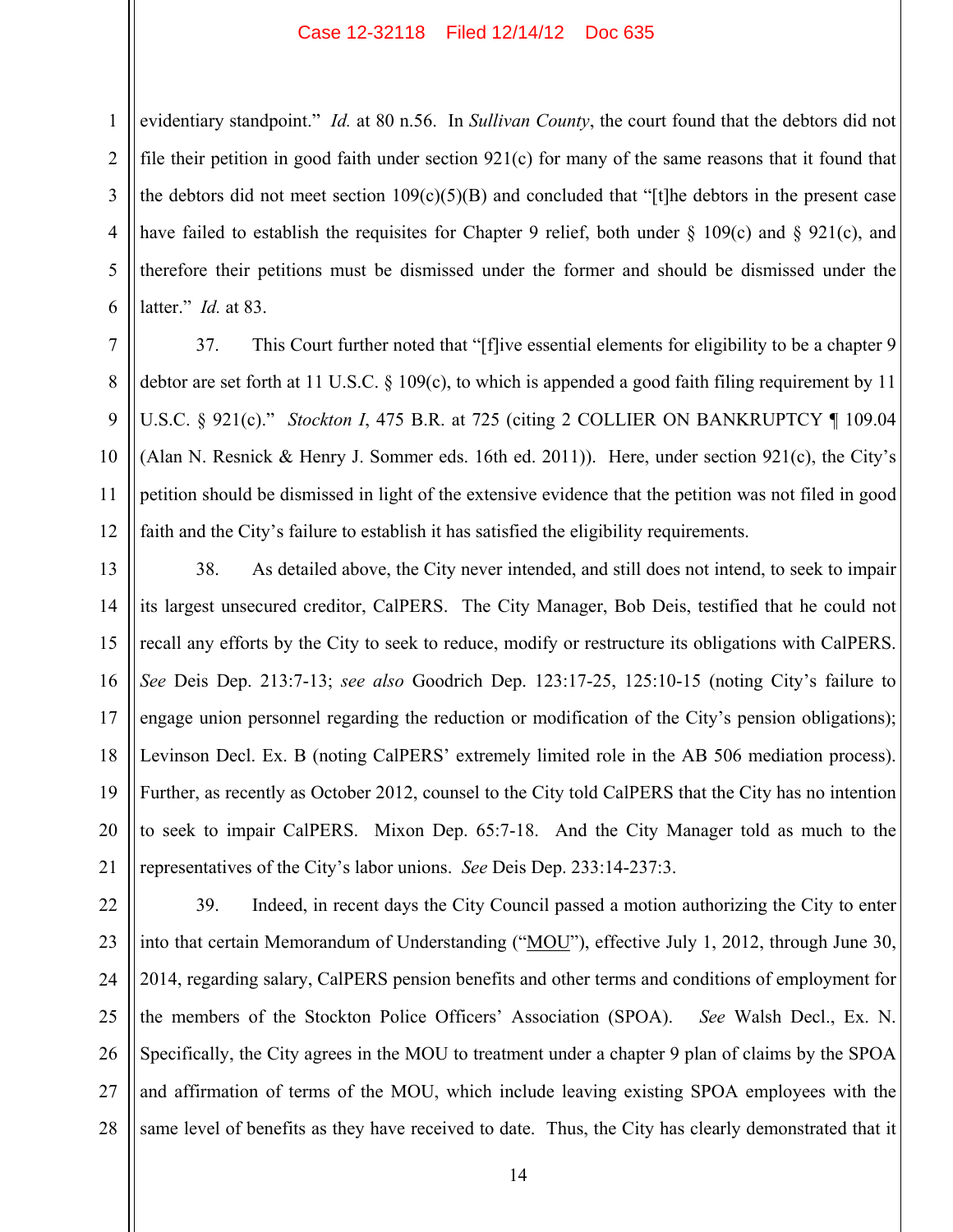evidentiary standpoint." *Id.* at 80 n.56. In *Sullivan County*, the court found that the debtors did not file their petition in good faith under section 921(c) for many of the same reasons that it found that the debtors did not meet section 109(c)(5)(B) and concluded that "[t]he debtors in the present case have failed to establish the requisites for Chapter 9 relief, both under § 109(c) and § 921(c), and therefore their petitions must be dismissed under the former and should be dismissed under the latter." *Id.* at 83.

37. This Court further noted that "[f]ive essential elements for eligibility to be a chapter 9 debtor are set forth at 11 U.S.C. § 109(c), to which is appended a good faith filing requirement by 11 U.S.C. § 921(c)." *Stockton I*, 475 B.R. at 725 (citing 2 COLLIER ON BANKRUPTCY ¶ 109.04 (Alan N. Resnick & Henry J. Sommer eds. 16th ed. 2011)). Here, under section 921(c), the City's petition should be dismissed in light of the extensive evidence that the petition was not filed in good faith and the City's failure to establish it has satisfied the eligibility requirements.

38. As detailed above, the City never intended, and still does not intend, to seek to impair its largest unsecured creditor, CalPERS. The City Manager, Bob Deis, testified that he could not recall any efforts by the City to seek to reduce, modify or restructure its obligations with CalPERS. *See* Deis Dep. 213:7-13; *see also* Goodrich Dep. 123:17-25, 125:10-15 (noting City's failure to engage union personnel regarding the reduction or modification of the City's pension obligations); Levinson Decl. Ex. B (noting CalPERS' extremely limited role in the AB 506 mediation process). Further, as recently as October 2012, counsel to the City told CalPERS that the City has no intention to seek to impair CalPERS. Mixon Dep. 65:7-18. And the City Manager told as much to the representatives of the City's labor unions. *See* Deis Dep. 233:14-237:3.

39. Indeed, in recent days the City Council passed a motion authorizing the City to enter into that certain Memorandum of Understanding ("MOU"), effective July 1, 2012, through June 30, 2014, regarding salary, CalPERS pension benefits and other terms and conditions of employment for the members of the Stockton Police Officers' Association (SPOA). *See* Walsh Decl., Ex. N. Specifically, the City agrees in the MOU to treatment under a chapter 9 plan of claims by the SPOA and affirmation of terms of the MOU, which include leaving existing SPOA employees with the same level of benefits as they have received to date. Thus, the City has clearly demonstrated that it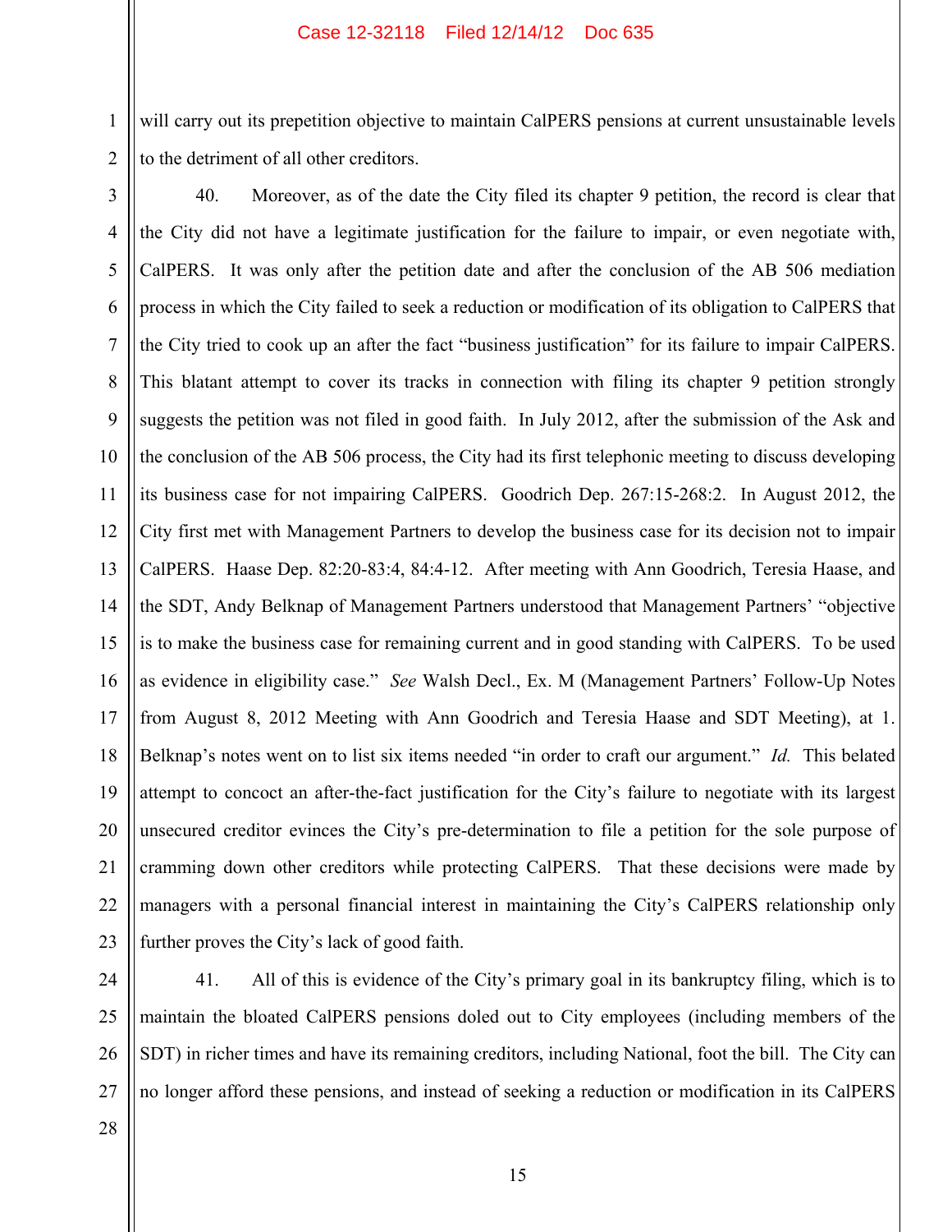will carry out its prepetition objective to maintain CalPERS pensions at current unsustainable levels to the detriment of all other creditors.

40. Moreover, as of the date the City filed its chapter 9 petition, the record is clear that the City did not have a legitimate justification for the failure to impair, or even negotiate with, CalPERS. It was only after the petition date and after the conclusion of the AB 506 mediation process in which the City failed to seek a reduction or modification of its obligation to CalPERS that the City tried to cook up an after the fact "business justification" for its failure to impair CalPERS. This blatant attempt to cover its tracks in connection with filing its chapter 9 petition strongly suggests the petition was not filed in good faith. In July 2012, after the submission of the Ask and the conclusion of the AB 506 process, the City had its first telephonic meeting to discuss developing its business case for not impairing CalPERS. Goodrich Dep. 267:15-268:2. In August 2012, the City first met with Management Partners to develop the business case for its decision not to impair CalPERS. Haase Dep. 82:20-83:4, 84:4-12. After meeting with Ann Goodrich, Teresia Haase, and the SDT, Andy Belknap of Management Partners understood that Management Partners' "objective is to make the business case for remaining current and in good standing with CalPERS. To be used as evidence in eligibility case." *See* Walsh Decl., Ex. M (Management Partners' Follow-Up Notes from August 8, 2012 Meeting with Ann Goodrich and Teresia Haase and SDT Meeting), at 1. Belknap's notes went on to list six items needed "in order to craft our argument." *Id.* This belated attempt to concoct an after-the-fact justification for the City's failure to negotiate with its largest unsecured creditor evinces the City's pre-determination to file a petition for the sole purpose of cramming down other creditors while protecting CalPERS. That these decisions were made by managers with a personal financial interest in maintaining the City's CalPERS relationship only further proves the City's lack of good faith.

41. All of this is evidence of the City's primary goal in its bankruptcy filing, which is to maintain the bloated CalPERS pensions doled out to City employees (including members of the SDT) in richer times and have its remaining creditors, including National, foot the bill. The City can no longer afford these pensions, and instead of seeking a reduction or modification in its CalPERS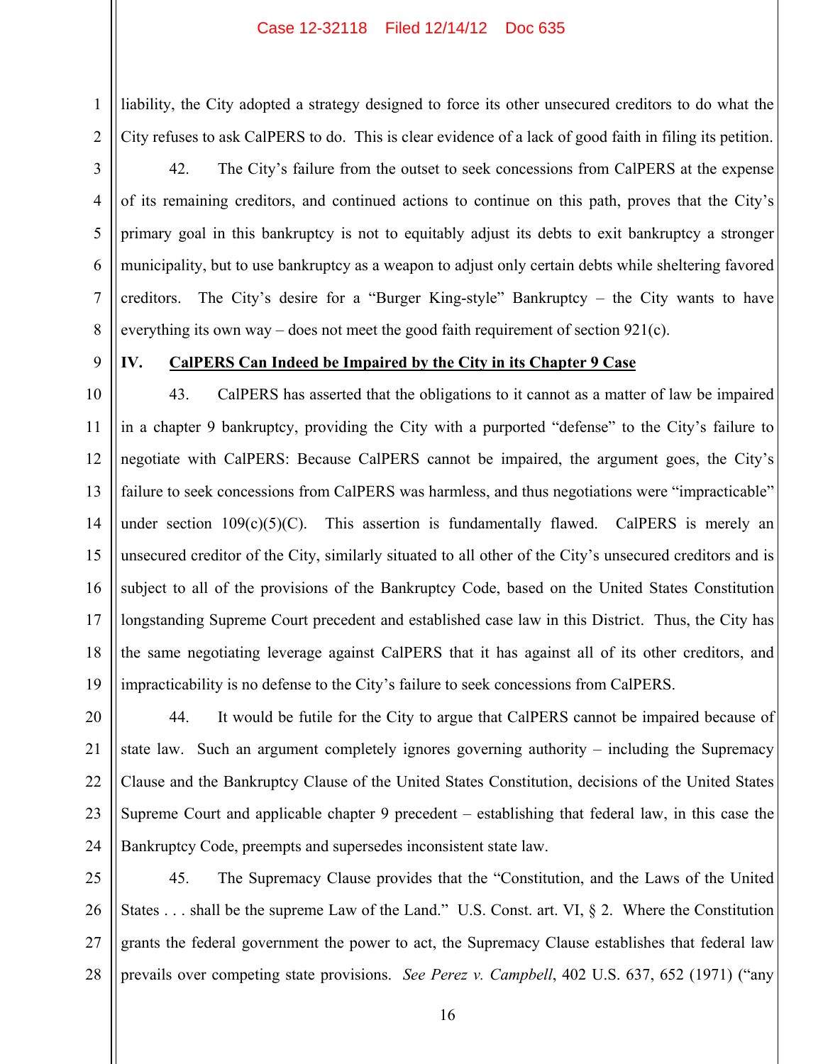liability, the City adopted a strategy designed to force its other unsecured creditors to do what the City refuses to ask CalPERS to do. This is clear evidence of a lack of good faith in filing its petition.

42. The City's failure from the outset to seek concessions from CalPERS at the expense of its remaining creditors, and continued actions to continue on this path, proves that the City's primary goal in this bankruptcy is not to equitably adjust its debts to exit bankruptcy a stronger municipality, but to use bankruptcy as a weapon to adjust only certain debts while sheltering favored creditors. The City's desire for a "Burger King-style" Bankruptcy – the City wants to have everything its own way – does not meet the good faith requirement of section 921(c).

## IV. <u>CalPERS Can Indeed be Impaired by the City in its Chapter 9 Case</u>

43. CalPERS has asserted that the obligations to it cannot as a matter of law be impaired in a chapter 9 bankruptcy, providing the City with a purported "defense" to the City's failure to negotiate with CalPERS: Because CalPERS cannot be impaired, the argument goes, the City's failure to seek concessions from CalPERS was harmless, and thus negotiations were "impracticable" under section 109(c)(5)(C). This assertion is fundamentally flawed. CalPERS is merely an unsecured creditor of the City, similarly situated to all other of the City's unsecured creditors and is subject to all of the provisions of the Bankruptcy Code, based on the United States Constitution longstanding Supreme Court precedent and established case law in this District. Thus, the City has the same negotiating leverage against CalPERS that it has against all of its other creditors, and impracticability is no defense to the City's failure to seek concessions from CalPERS.

44. It would be futile for the City to argue that CalPERS cannot be impaired because of state law. Such an argument completely ignores governing authority – including the Supremacy Clause and the Bankruptcy Clause of the United States Constitution, decisions of the United States Supreme Court and applicable chapter 9 precedent – establishing that federal law, in this case the Bankruptcy Code, preempts and supersedes inconsistent state law.

45. The Supremacy Clause provides that the "Constitution, and the Laws of the United States . . . shall be the supreme Law of the Land." U.S. Const. art. VI, § 2. Where the Constitution grants the federal government the power to act, the Supremacy Clause establishes that federal law prevails over competing state provisions. *See Perez v. Campbell*, 402 U.S. 637, 652 (1971) ("any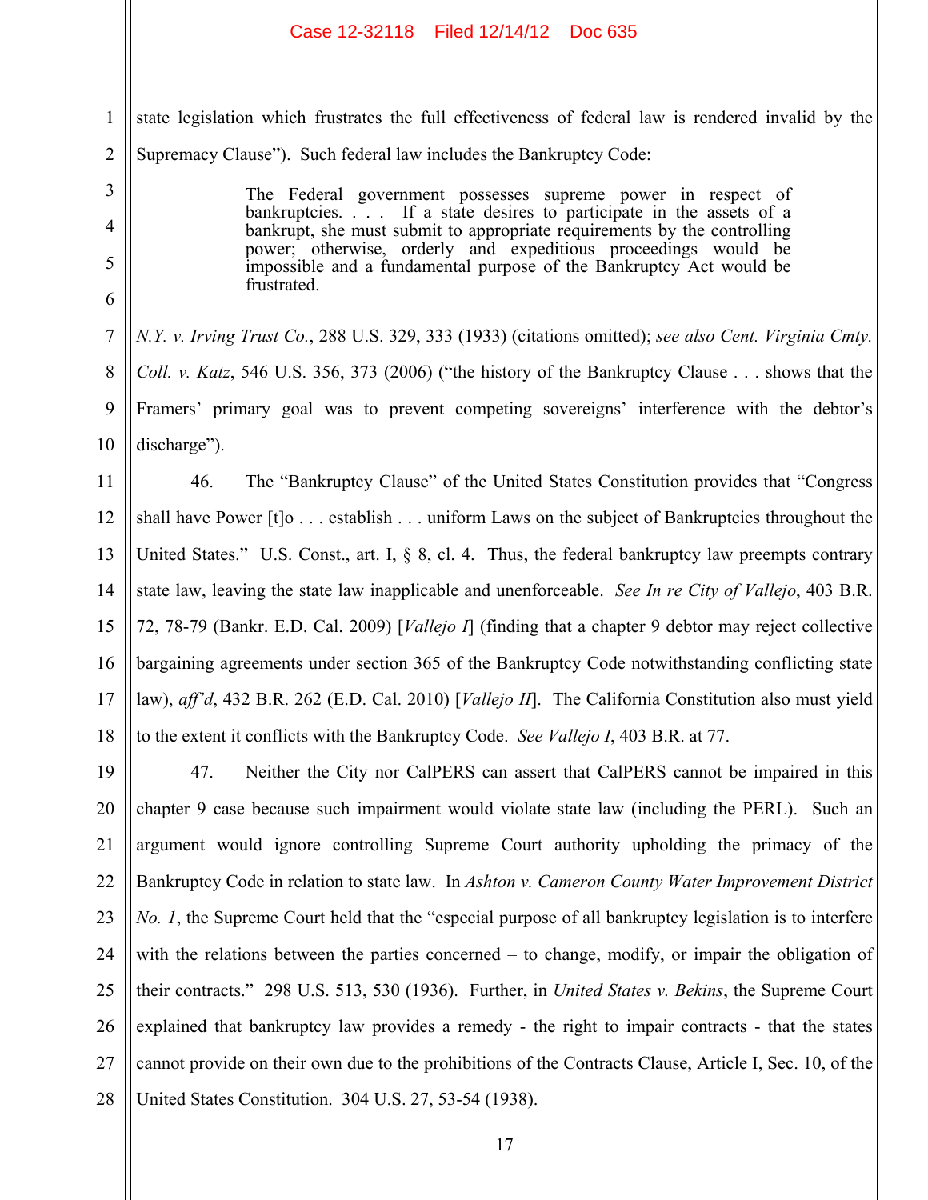state legislation which frustrates the full effectiveness of federal law is rendered invalid by the Supremacy Clause"). Such federal law includes the Bankruptcy Code:

> The Federal government possesses supreme power in respect of bankruptcies. . . . If a state desires to participate in the assets of a bankrupt, she must submit to appropriate requirements by the controlling power; otherwise, orderly and expeditious proceedings would be impossible and a fundamental purpose of the Bankruptcy Act would be frustrated.

*N.Y. v. Irving Trust Co.*, 288 U.S. 329, 333 (1933) (citations omitted); *see also Cent. Virginia Cmty. Coll. v. Katz*, 546 U.S. 356, 373 (2006) ("the history of the Bankruptcy Clause . . . shows that the Framers' primary goal was to prevent competing sovereigns' interference with the debtor's discharge").

46. The "Bankruptcy Clause" of the United States Constitution provides that "Congress shall have Power [t]o . . . establish . . . uniform Laws on the subject of Bankruptcies throughout the United States." U.S. Const., art. I, § 8, cl. 4. Thus, the federal bankruptcy law preempts contrary state law, leaving the state law inapplicable and unenforceable. *See In re City of Vallejo*, 403 B.R. 72, 78-79 (Bankr. E.D. Cal. 2009) [*Vallejo I*] (finding that a chapter 9 debtor may reject collective bargaining agreements under section 365 of the Bankruptcy Code notwithstanding conflicting state law), *aff'd*, 432 B.R. 262 (E.D. Cal. 2010) [*Vallejo II*]. The California Constitution also must yield to the extent it conflicts with the Bankruptcy Code. *See Vallejo I*, 403 B.R. at 77.

47. Neither the City nor CalPERS can assert that CalPERS cannot be impaired in this chapter 9 case because such impairment would violate state law (including the PERL). Such an argument would ignore controlling Supreme Court authority upholding the primacy of the Bankruptcy Code in relation to state law. In *Ashton v. Cameron County Water Improvement District No. 1*, the Supreme Court held that the "especial purpose of all bankruptcy legislation is to interfere with the relations between the parties concerned – to change, modify, or impair the obligation of their contracts." 298 U.S. 513, 530 (1936). Further, in *United States v. Bekins*, the Supreme Court explained that bankruptcy law provides a remedy - the right to impair contracts - that the states cannot provide on their own due to the prohibitions of the Contracts Clause, Article I, Sec. 10, of the United States Constitution. 304 U.S. 27, 53-54 (1938).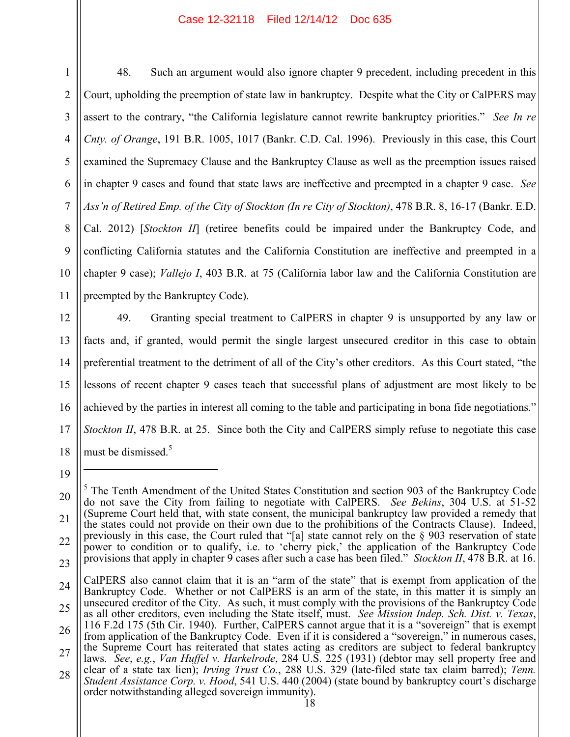48. Such an argument would also ignore chapter 9 precedent, including precedent in this Court, upholding the preemption of state law in bankruptcy. Despite what the City or CalPERS may assert to the contrary, "the California legislature cannot rewrite bankruptcy priorities." *See In re Cnty. of Orange*, 191 B.R. 1005, 1017 (Bankr. C.D. Cal. 1996). Previously in this case, this Court examined the Supremacy Clause and the Bankruptcy Clause as well as the preemption issues raised in chapter 9 cases and found that state laws are ineffective and preempted in a chapter 9 case. *See Ass'n of Retired Emp. of the City of Stockton (In re City of Stockton)*, 478 B.R. 8, 16-17 (Bankr. E.D. Cal. 2012) [*Stockton II*] (retiree benefits could be impaired under the Bankruptcy Code, and conflicting California statutes and the California Constitution are ineffective and preempted in a chapter 9 case); *Vallejo I*, 403 B.R. at 75 (California labor law and the California Constitution are preempted by the Bankruptcy Code).

49. Granting special treatment to CalPERS in chapter 9 is unsupported by any law or facts and, if granted, would permit the single largest unsecured creditor in this case to obtain preferential treatment to the detriment of all of the City's other creditors. As this Court stated, "the lessons of recent chapter 9 cases teach that successful plans of adjustment are most likely to be achieved by the parties in interest all coming to the table and participating in bona fide negotiations." *Stockton II*, 478 B.R. at 25. Since both the City and CalPERS simply refuse to negotiate this case must be dismissed.[5]

---

[5] The Tenth Amendment of the United States Constitution and section 903 of the Bankruptcy Code do not save the City from failing to negotiate with CalPERS. *See Bekins*, 304 U.S. at 51-52 (Supreme Court held that, with state consent, the municipal bankruptcy law provided a remedy that the states could not provide on their own due to the prohibitions of the Contracts Clause). Indeed, previously in this case, the Court ruled that "[a] state cannot rely on the § 903 reservation of state power to condition or to qualify, i.e. to 'cherry pick,' the application of the Bankruptcy Code provisions that apply in chapter 9 cases after such a case has been filed." *Stockton II*, 478 B.R. at 16.

CalPERS also cannot claim that it is an "arm of the state" that is exempt from application of the Bankruptcy Code. Whether or not CalPERS is an arm of the state, in this matter it is simply an unsecured creditor of the City. As such, it must comply with the provisions of the Bankruptcy Code as all other creditors, even including the State itself, must. *See Mission Indep. Sch. Dist. v. Texas*, 116 F.2d 175 (5th Cir. 1940). Further, CalPERS cannot argue that it is a "sovereign" that is exempt from application of the Bankruptcy Code. Even if it is considered a "sovereign," in numerous cases, the Supreme Court has reiterated that states acting as creditors are subject to federal bankruptcy laws. *See*, *e.g.*, *Van Huffel v. Harkelrode*, 284 U.S. 225 (1931) (debtor may sell property free and clear of a state tax lien); *Irving Trust Co.*, 288 U.S. 329 (late-filed state tax claim barred); *Tenn. Student Assistance Corp. v. Hood*, 541 U.S. 440 (2004) (state bound by bankruptcy court's discharge order notwithstanding alleged sovereign immunity).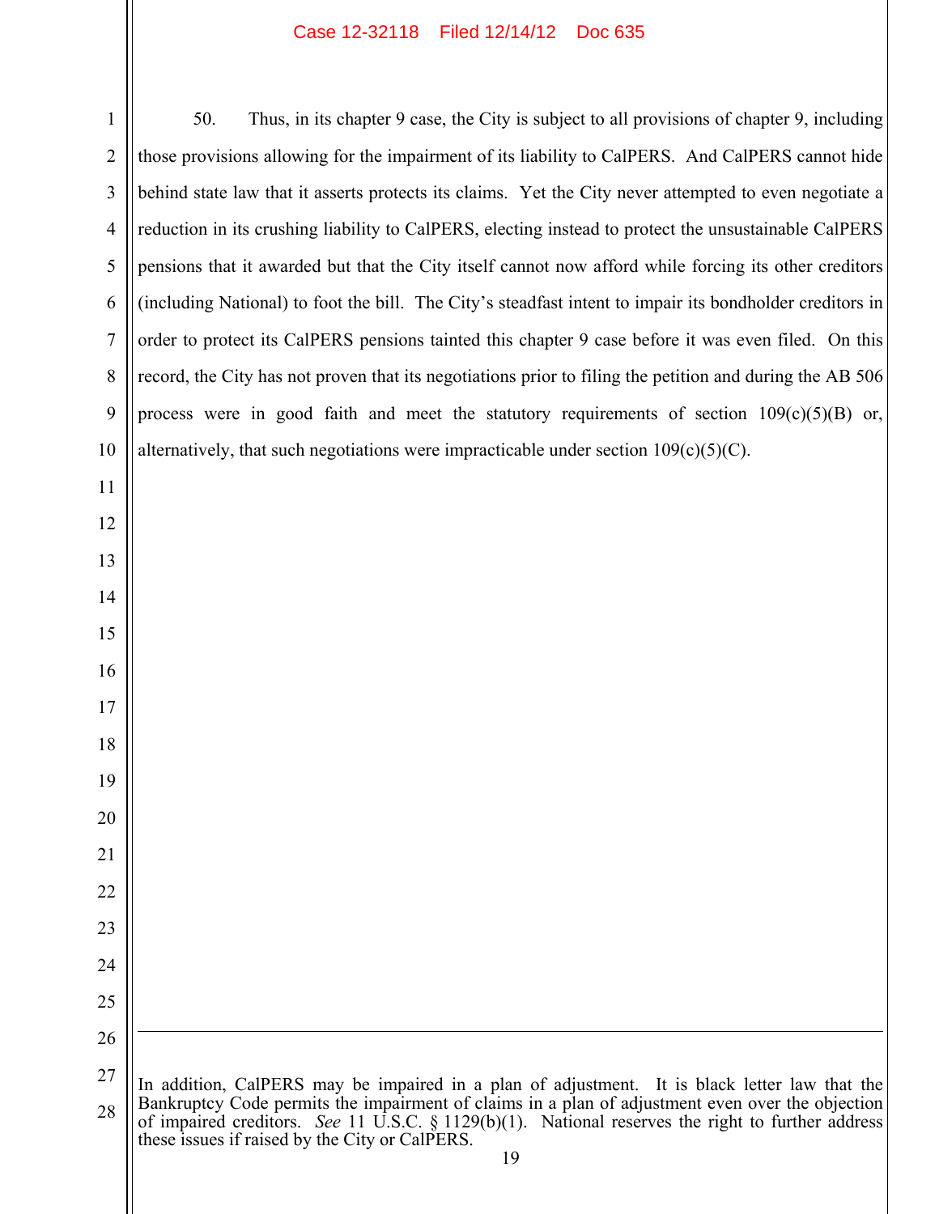50. Thus, in its chapter 9 case, the City is subject to all provisions of chapter 9, including those provisions allowing for the impairment of its liability to CalPERS. And CalPERS cannot hide behind state law that it asserts protects its claims. Yet the City never attempted to even negotiate a reduction in its crushing liability to CalPERS, electing instead to protect the unsustainable CalPERS pensions that it awarded but that the City itself cannot now afford while forcing its other creditors (including National) to foot the bill. The City's steadfast intent to impair its bondholder creditors in order to protect its CalPERS pensions tainted this chapter 9 case before it was even filed. On this record, the City has not proven that its negotiations prior to filing the petition and during the AB 506 process were in good faith and meet the statutory requirements of section 109(c)(5)(B) or, alternatively, that such negotiations were impracticable under section 109(c)(5)(C).

---

In addition, CalPERS may be impaired in a plan of adjustment. It is black letter law that the Bankruptcy Code permits the impairment of claims in a plan of adjustment even over the objection of impaired creditors. *See* 11 U.S.C. § 1129(b)(1). National reserves the right to further address these issues if raised by the City or CalPERS.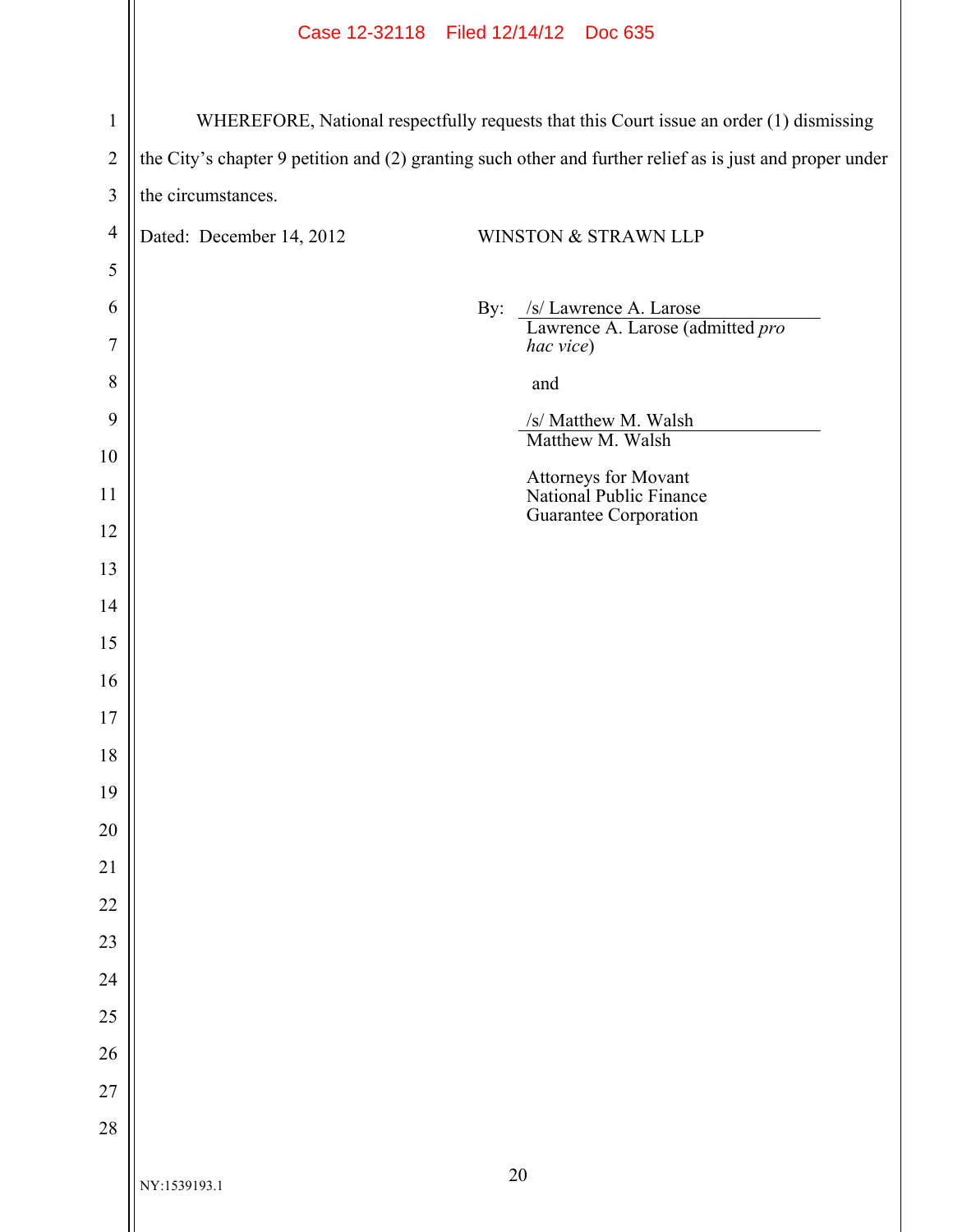WHEREFORE, National respectfully requests that this Court issue an order (1) dismissing the City's chapter 9 petition and (2) granting such other and further relief as is just and proper under the circumstances.

Dated: December 14, 2012

WINSTON & STRAWN LLP

By: /s/ Lawrence A. Larose
Lawrence A. Larose (admitted *pro hac vice*)

and

/s/ Matthew M. Walsh
Matthew M. Walsh

Attorneys for Movant
National Public Finance
Guarantee Corporation

NY:1539193.1